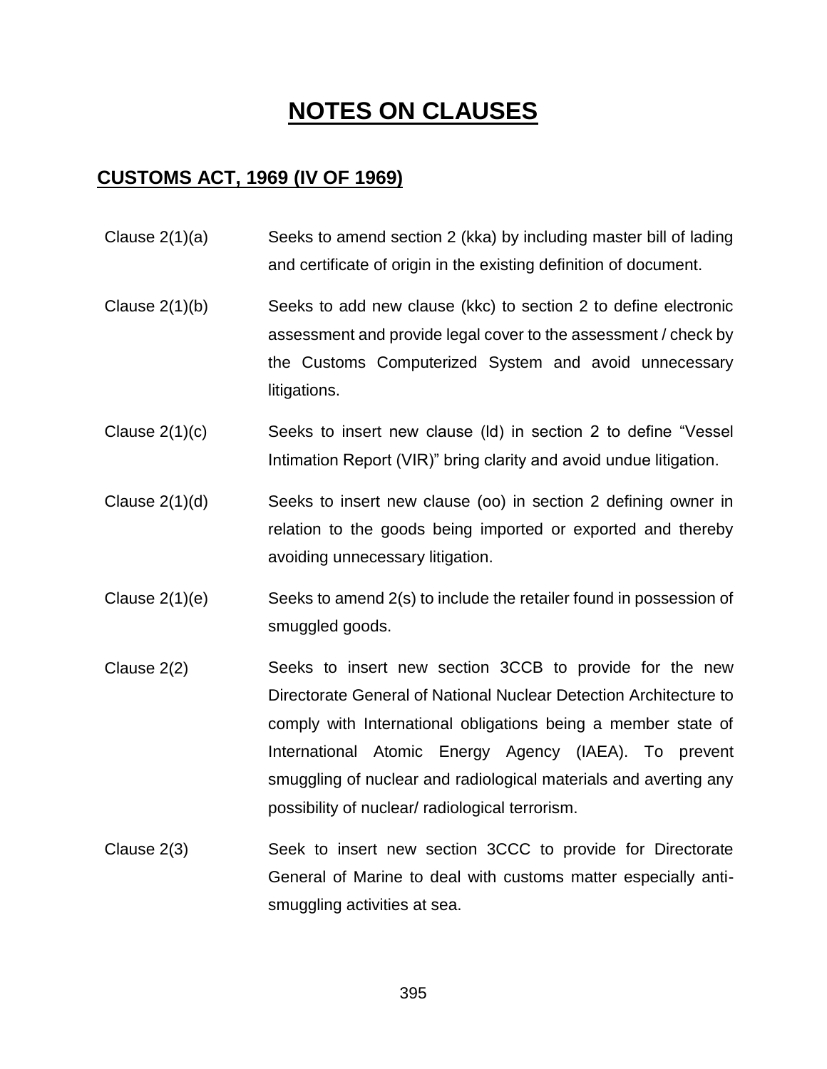# NOTES ON CLAUSES

## CUSTOMS ACT, 1969 (IV OF 1969)

| | |
|---|---|
| Clause 2(1)(a) | Seeks to amend section 2 (kka) by including master bill of lading and certificate of origin in the existing definition of document. |
| Clause 2(1)(b) | Seeks to add new clause (kkc) to section 2 to define electronic assessment and provide legal cover to the assessment / check by the Customs Computerized System and avoid unnecessary litigations. |
| Clause 2(1)(c) | Seeks to insert new clause (ld) in section 2 to define "Vessel Intimation Report (VIR)" bring clarity and avoid undue litigation. |
| Clause 2(1)(d) | Seeks to insert new clause (oo) in section 2 defining owner in relation to the goods being imported or exported and thereby avoiding unnecessary litigation. |
| Clause 2(1)(e) | Seeks to amend 2(s) to include the retailer found in possession of smuggled goods. |
| Clause 2(2) | Seeks to insert new section 3CCB to provide for the new Directorate General of National Nuclear Detection Architecture to comply with International obligations being a member state of International Atomic Energy Agency (IAEA). To prevent smuggling of nuclear and radiological materials and averting any possibility of nuclear/ radiological terrorism. |
| Clause 2(3) | Seek to insert new section 3CCC to provide for Directorate General of Marine to deal with customs matter especially anti-smuggling activities at sea. |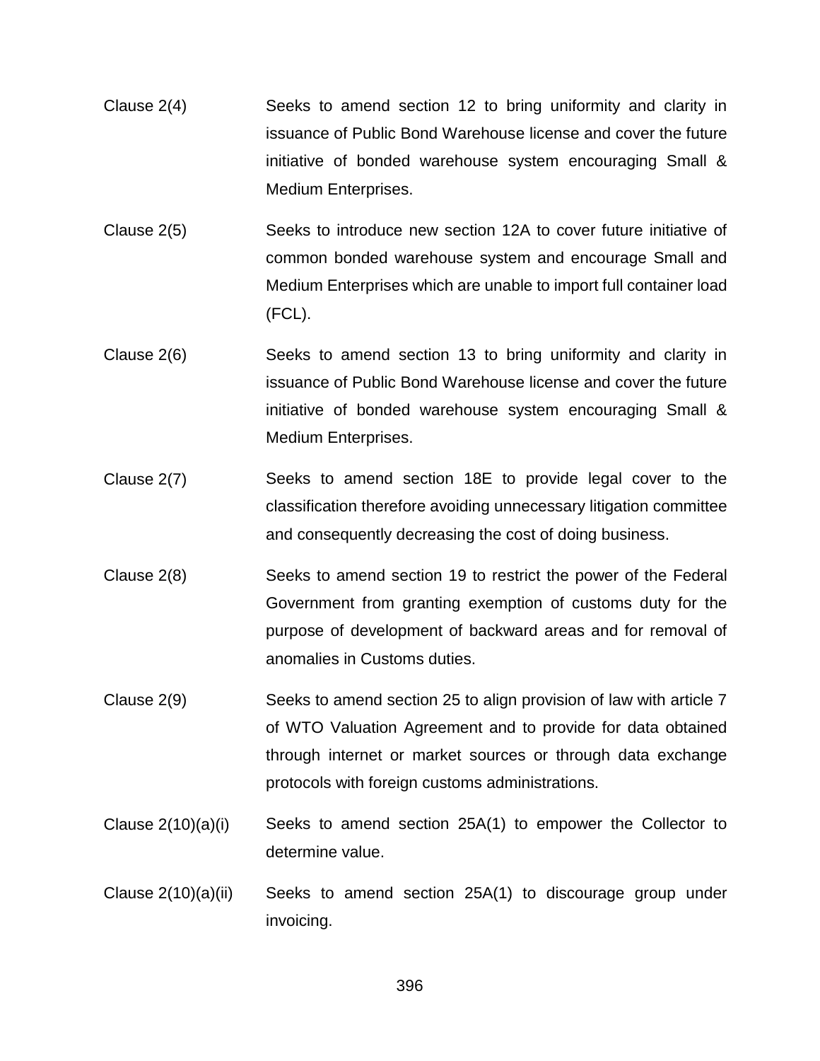| | |
|---|---|
| Clause 2(4) | Seeks to amend section 12 to bring uniformity and clarity in issuance of Public Bond Warehouse license and cover the future initiative of bonded warehouse system encouraging Small & Medium Enterprises. |
| Clause 2(5) | Seeks to introduce new section 12A to cover future initiative of common bonded warehouse system and encourage Small and Medium Enterprises which are unable to import full container load (FCL). |
| Clause 2(6) | Seeks to amend section 13 to bring uniformity and clarity in issuance of Public Bond Warehouse license and cover the future initiative of bonded warehouse system encouraging Small & Medium Enterprises. |
| Clause 2(7) | Seeks to amend section 18E to provide legal cover to the classification therefore avoiding unnecessary litigation committee and consequently decreasing the cost of doing business. |
| Clause 2(8) | Seeks to amend section 19 to restrict the power of the Federal Government from granting exemption of customs duty for the purpose of development of backward areas and for removal of anomalies in Customs duties. |
| Clause 2(9) | Seeks to amend section 25 to align provision of law with article 7 of WTO Valuation Agreement and to provide for data obtained through internet or market sources or through data exchange protocols with foreign customs administrations. |
| Clause 2(10)(a)(i) | Seeks to amend section 25A(1) to empower the Collector to determine value. |
| Clause 2(10)(a)(ii) | Seeks to amend section 25A(1) to discourage group under invoicing. |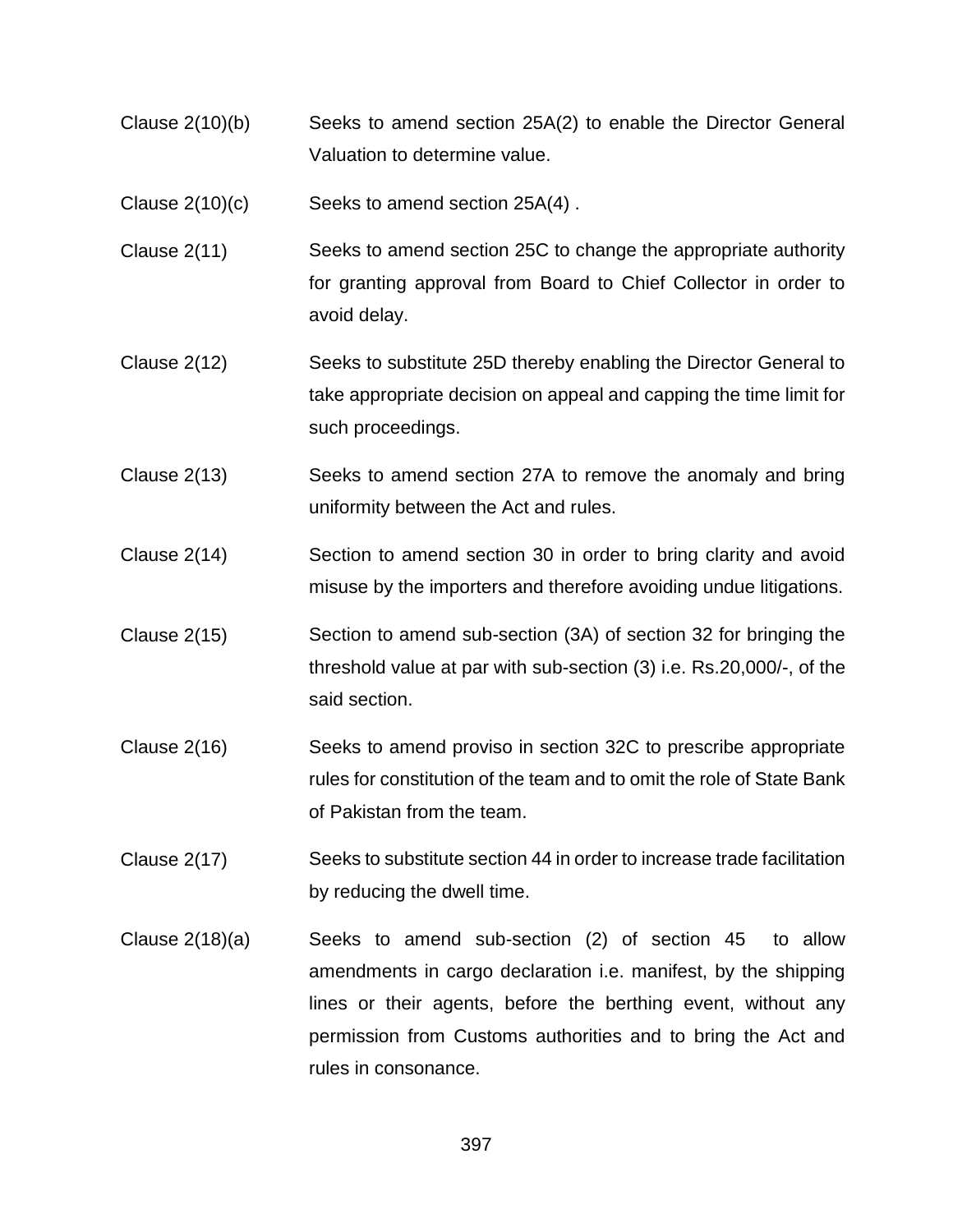| | |
|---|---|
| Clause 2(10)(b) | Seeks to amend section 25A(2) to enable the Director General Valuation to determine value. |
| Clause 2(10)(c) | Seeks to amend section 25A(4) . |
| Clause 2(11) | Seeks to amend section 25C to change the appropriate authority for granting approval from Board to Chief Collector in order to avoid delay. |
| Clause 2(12) | Seeks to substitute 25D thereby enabling the Director General to take appropriate decision on appeal and capping the time limit for such proceedings. |
| Clause 2(13) | Seeks to amend section 27A to remove the anomaly and bring uniformity between the Act and rules. |
| Clause 2(14) | Section to amend section 30 in order to bring clarity and avoid misuse by the importers and therefore avoiding undue litigations. |
| Clause 2(15) | Section to amend sub-section (3A) of section 32 for bringing the threshold value at par with sub-section (3) i.e. Rs.20,000/-, of the said section. |
| Clause 2(16) | Seeks to amend proviso in section 32C to prescribe appropriate rules for constitution of the team and to omit the role of State Bank of Pakistan from the team. |
| Clause 2(17) | Seeks to substitute section 44 in order to increase trade facilitation by reducing the dwell time. |
| Clause 2(18)(a) | Seeks to amend sub-section (2) of section 45 to allow amendments in cargo declaration i.e. manifest, by the shipping lines or their agents, before the berthing event, without any permission from Customs authorities and to bring the Act and rules in consonance. |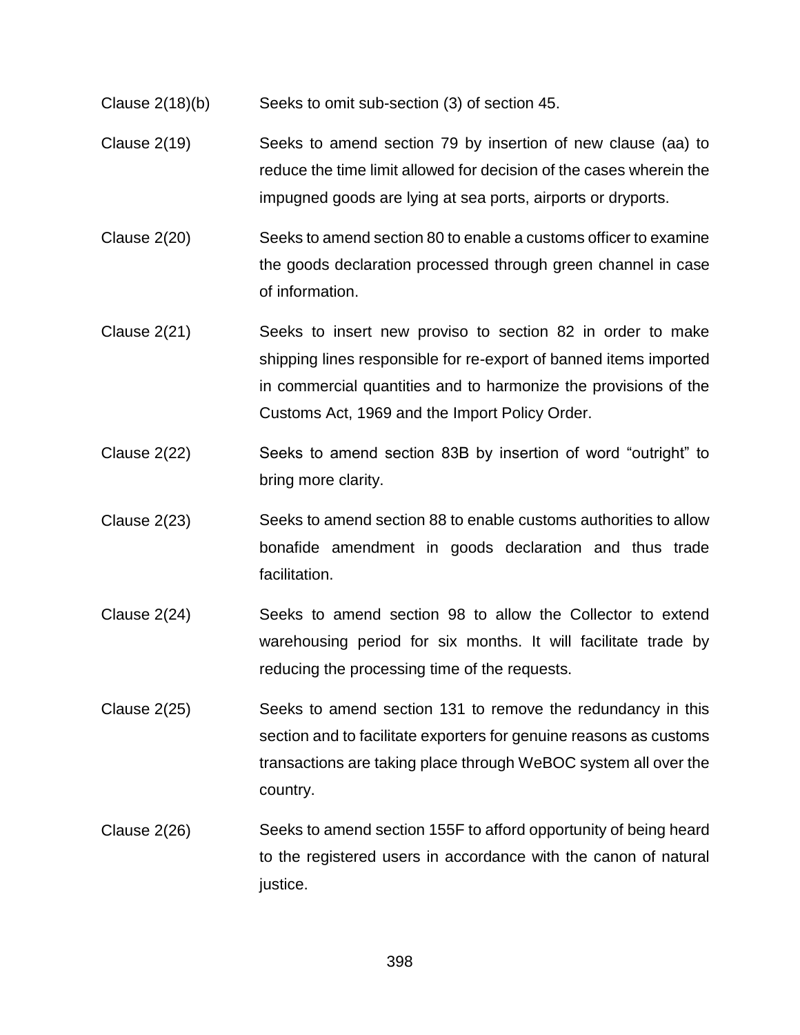| | |
|---|---|
| Clause 2(18)(b) | Seeks to omit sub-section (3) of section 45. |
| Clause 2(19) | Seeks to amend section 79 by insertion of new clause (aa) to reduce the time limit allowed for decision of the cases wherein the impugned goods are lying at sea ports, airports or dryports. |
| Clause 2(20) | Seeks to amend section 80 to enable a customs officer to examine the goods declaration processed through green channel in case of information. |
| Clause 2(21) | Seeks to insert new proviso to section 82 in order to make shipping lines responsible for re-export of banned items imported in commercial quantities and to harmonize the provisions of the Customs Act, 1969 and the Import Policy Order. |
| Clause 2(22) | Seeks to amend section 83B by insertion of word "outright" to bring more clarity. |
| Clause 2(23) | Seeks to amend section 88 to enable customs authorities to allow bonafide amendment in goods declaration and thus trade facilitation. |
| Clause 2(24) | Seeks to amend section 98 to allow the Collector to extend warehousing period for six months. It will facilitate trade by reducing the processing time of the requests. |
| Clause 2(25) | Seeks to amend section 131 to remove the redundancy in this section and to facilitate exporters for genuine reasons as customs transactions are taking place through WeBOC system all over the country. |
| Clause 2(26) | Seeks to amend section 155F to afford opportunity of being heard to the registered users in accordance with the canon of natural justice. |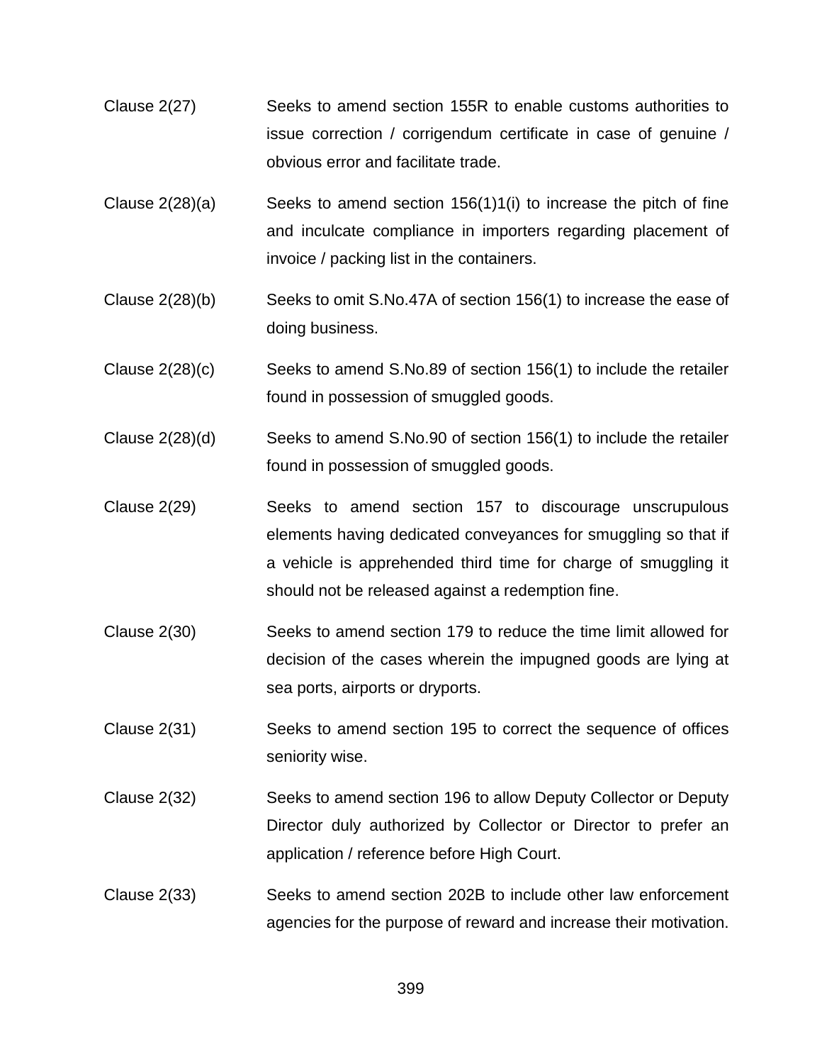| | |
|---|---|
| Clause 2(27) | Seeks to amend section 155R to enable customs authorities to issue correction / corrigendum certificate in case of genuine / obvious error and facilitate trade. |
| Clause 2(28)(a) | Seeks to amend section 156(1)1(i) to increase the pitch of fine and inculcate compliance in importers regarding placement of invoice / packing list in the containers. |
| Clause 2(28)(b) | Seeks to omit S.No.47A of section 156(1) to increase the ease of doing business. |
| Clause 2(28)(c) | Seeks to amend S.No.89 of section 156(1) to include the retailer found in possession of smuggled goods. |
| Clause 2(28)(d) | Seeks to amend S.No.90 of section 156(1) to include the retailer found in possession of smuggled goods. |
| Clause 2(29) | Seeks to amend section 157 to discourage unscrupulous elements having dedicated conveyances for smuggling so that if a vehicle is apprehended third time for charge of smuggling it should not be released against a redemption fine. |
| Clause 2(30) | Seeks to amend section 179 to reduce the time limit allowed for decision of the cases wherein the impugned goods are lying at sea ports, airports or dryports. |
| Clause 2(31) | Seeks to amend section 195 to correct the sequence of offices seniority wise. |
| Clause 2(32) | Seeks to amend section 196 to allow Deputy Collector or Deputy Director duly authorized by Collector or Director to prefer an application / reference before High Court. |
| Clause 2(33) | Seeks to amend section 202B to include other law enforcement agencies for the purpose of reward and increase their motivation. |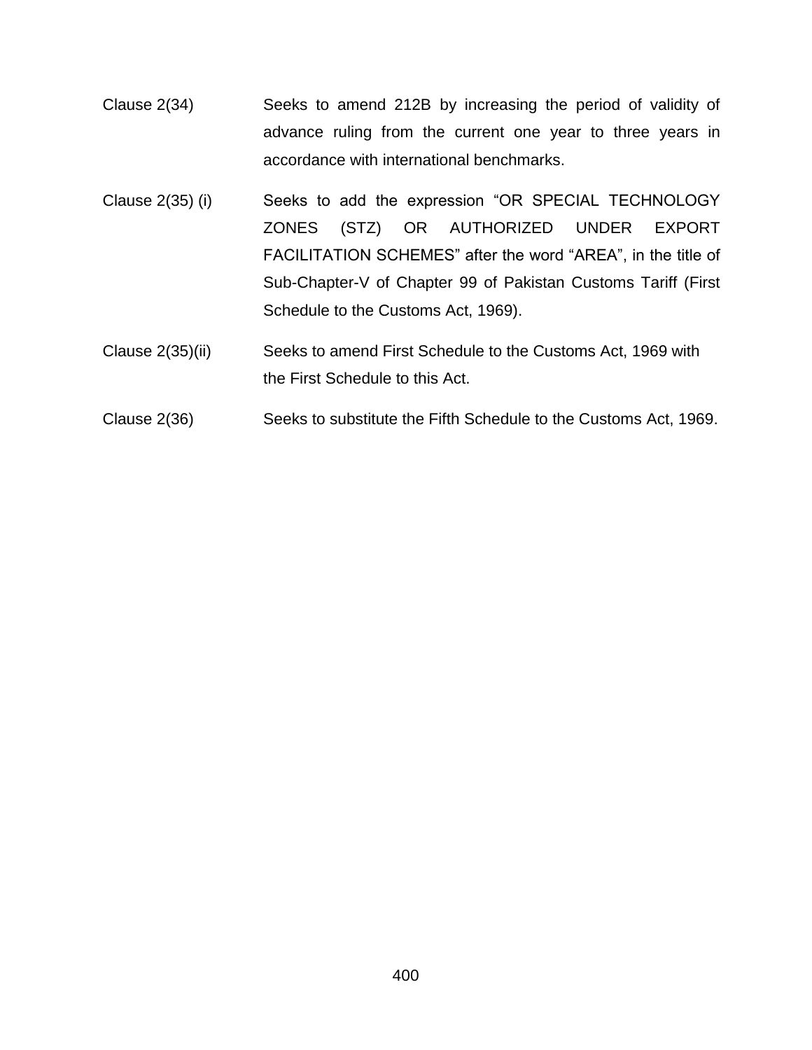| | |
|---|---|
| Clause 2(34) | Seeks to amend 212B by increasing the period of validity of advance ruling from the current one year to three years in accordance with international benchmarks. |
| Clause 2(35) (i) | Seeks to add the expression "OR SPECIAL TECHNOLOGY ZONES (STZ) OR AUTHORIZED UNDER EXPORT FACILITATION SCHEMES" after the word "AREA", in the title of Sub-Chapter-V of Chapter 99 of Pakistan Customs Tariff (First Schedule to the Customs Act, 1969). |
| Clause 2(35)(ii) | Seeks to amend First Schedule to the Customs Act, 1969 with the First Schedule to this Act. |
| Clause 2(36) | Seeks to substitute the Fifth Schedule to the Customs Act, 1969. |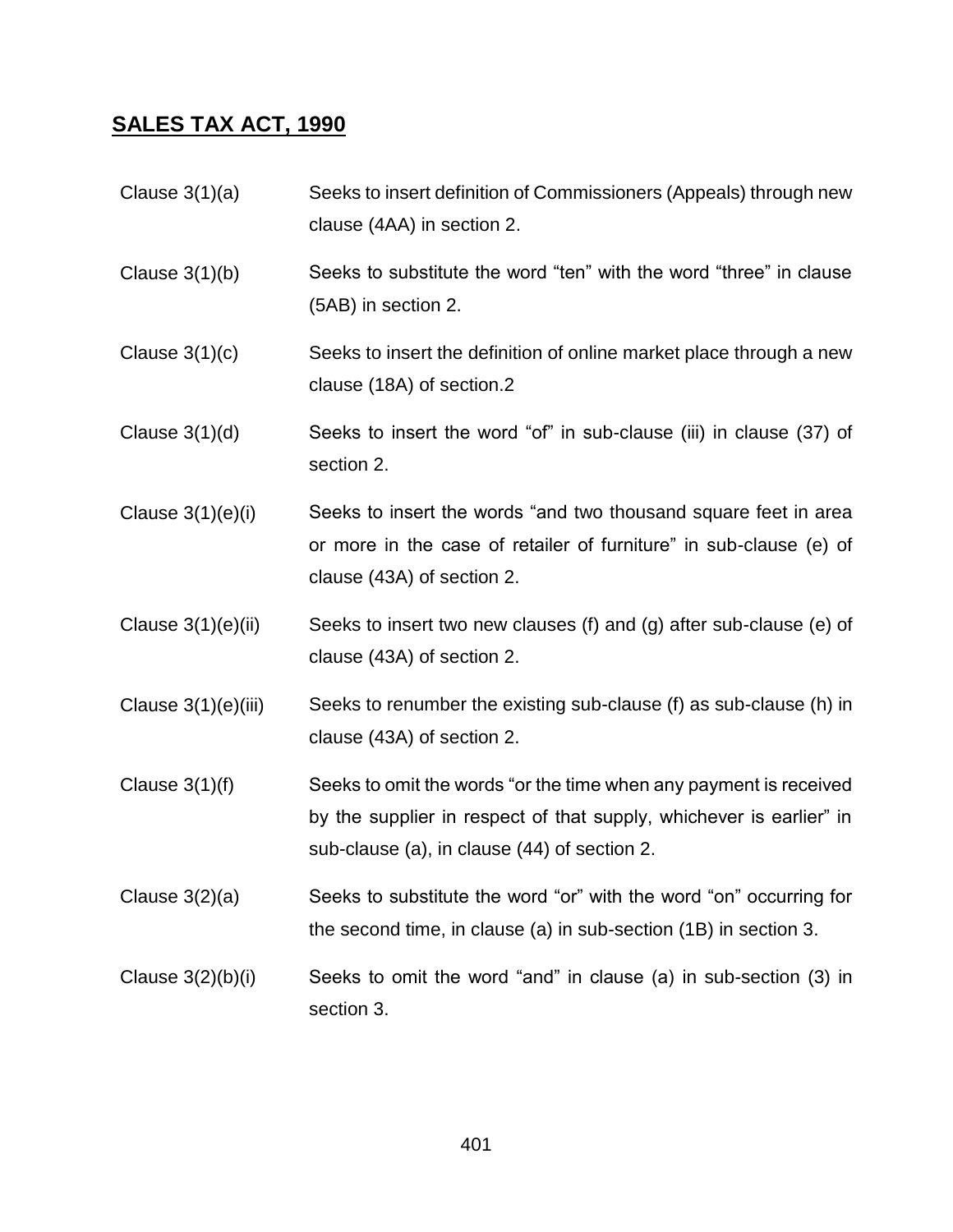## SALES TAX ACT, 1990

| | |
|---|---|
| Clause 3(1)(a) | Seeks to insert definition of Commissioners (Appeals) through new clause (4AA) in section 2. |
| Clause 3(1)(b) | Seeks to substitute the word "ten" with the word "three" in clause (5AB) in section 2. |
| Clause 3(1)(c) | Seeks to insert the definition of online market place through a new clause (18A) of section.2 |
| Clause 3(1)(d) | Seeks to insert the word "of" in sub-clause (iii) in clause (37) of section 2. |
| Clause 3(1)(e)(i) | Seeks to insert the words "and two thousand square feet in area or more in the case of retailer of furniture" in sub-clause (e) of clause (43A) of section 2. |
| Clause 3(1)(e)(ii) | Seeks to insert two new clauses (f) and (g) after sub-clause (e) of clause (43A) of section 2. |
| Clause 3(1)(e)(iii) | Seeks to renumber the existing sub-clause (f) as sub-clause (h) in clause (43A) of section 2. |
| Clause 3(1)(f) | Seeks to omit the words "or the time when any payment is received by the supplier in respect of that supply, whichever is earlier" in sub-clause (a), in clause (44) of section 2. |
| Clause 3(2)(a) | Seeks to substitute the word "or" with the word "on" occurring for the second time, in clause (a) in sub-section (1B) in section 3. |
| Clause 3(2)(b)(i) | Seeks to omit the word "and" in clause (a) in sub-section (3) in section 3. |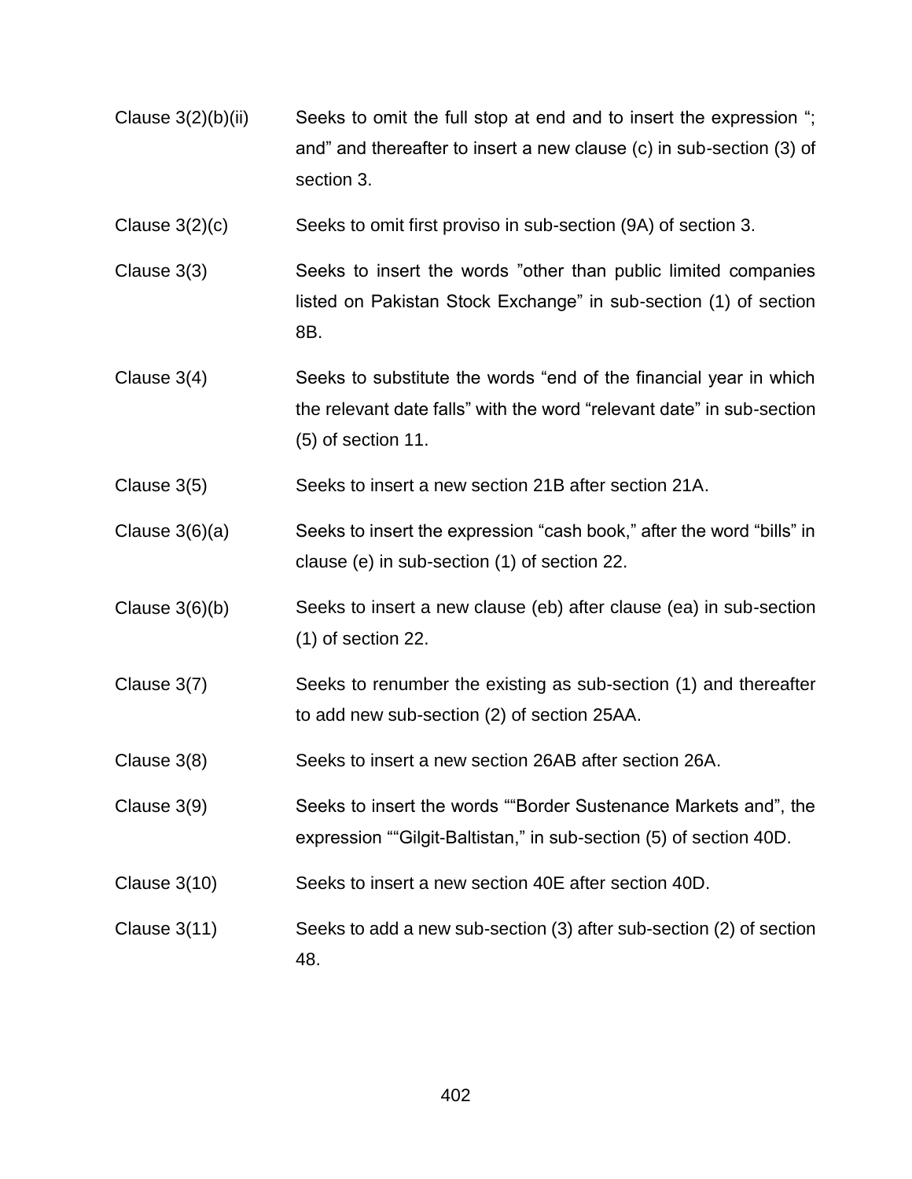| | |
|---|---|
| Clause 3(2)(b)(ii) | Seeks to omit the full stop at end and to insert the expression "; and" and thereafter to insert a new clause (c) in sub-section (3) of section 3. |
| Clause 3(2)(c) | Seeks to omit first proviso in sub-section (9A) of section 3. |
| Clause 3(3) | Seeks to insert the words "other than public limited companies listed on Pakistan Stock Exchange" in sub-section (1) of section 8B. |
| Clause 3(4) | Seeks to substitute the words "end of the financial year in which the relevant date falls" with the word "relevant date" in sub-section (5) of section 11. |
| Clause 3(5) | Seeks to insert a new section 21B after section 21A. |
| Clause 3(6)(a) | Seeks to insert the expression "cash book," after the word "bills" in clause (e) in sub-section (1) of section 22. |
| Clause 3(6)(b) | Seeks to insert a new clause (eb) after clause (ea) in sub-section (1) of section 22. |
| Clause 3(7) | Seeks to renumber the existing as sub-section (1) and thereafter to add new sub-section (2) of section 25AA. |
| Clause 3(8) | Seeks to insert a new section 26AB after section 26A. |
| Clause 3(9) | Seeks to insert the words ""Border Sustenance Markets and", the expression ""Gilgit-Baltistan," in sub-section (5) of section 40D. |
| Clause 3(10) | Seeks to insert a new section 40E after section 40D. |
| Clause 3(11) | Seeks to add a new sub-section (3) after sub-section (2) of section 48. |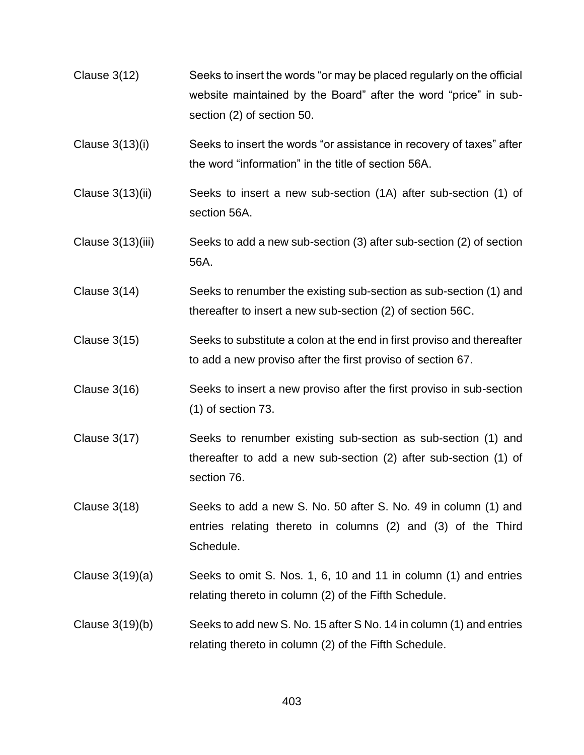| | |
|---|---|
| Clause 3(12) | Seeks to insert the words “or may be placed regularly on the official website maintained by the Board” after the word “price” in sub-section (2) of section 50. |
| Clause 3(13)(i) | Seeks to insert the words “or assistance in recovery of taxes” after the word “information” in the title of section 56A. |
| Clause 3(13)(ii) | Seeks to insert a new sub-section (1A) after sub-section (1) of section 56A. |
| Clause 3(13)(iii) | Seeks to add a new sub-section (3) after sub-section (2) of section 56A. |
| Clause 3(14) | Seeks to renumber the existing sub-section as sub-section (1) and thereafter to insert a new sub-section (2) of section 56C. |
| Clause 3(15) | Seeks to substitute a colon at the end in first proviso and thereafter to add a new proviso after the first proviso of section 67. |
| Clause 3(16) | Seeks to insert a new proviso after the first proviso in sub-section (1) of section 73. |
| Clause 3(17) | Seeks to renumber existing sub-section as sub-section (1) and thereafter to add a new sub-section (2) after sub-section (1) of section 76. |
| Clause 3(18) | Seeks to add a new S. No. 50 after S. No. 49 in column (1) and entries relating thereto in columns (2) and (3) of the Third Schedule. |
| Clause 3(19)(a) | Seeks to omit S. Nos. 1, 6, 10 and 11 in column (1) and entries relating thereto in column (2) of the Fifth Schedule. |
| Clause 3(19)(b) | Seeks to add new S. No. 15 after S No. 14 in column (1) and entries relating thereto in column (2) of the Fifth Schedule. |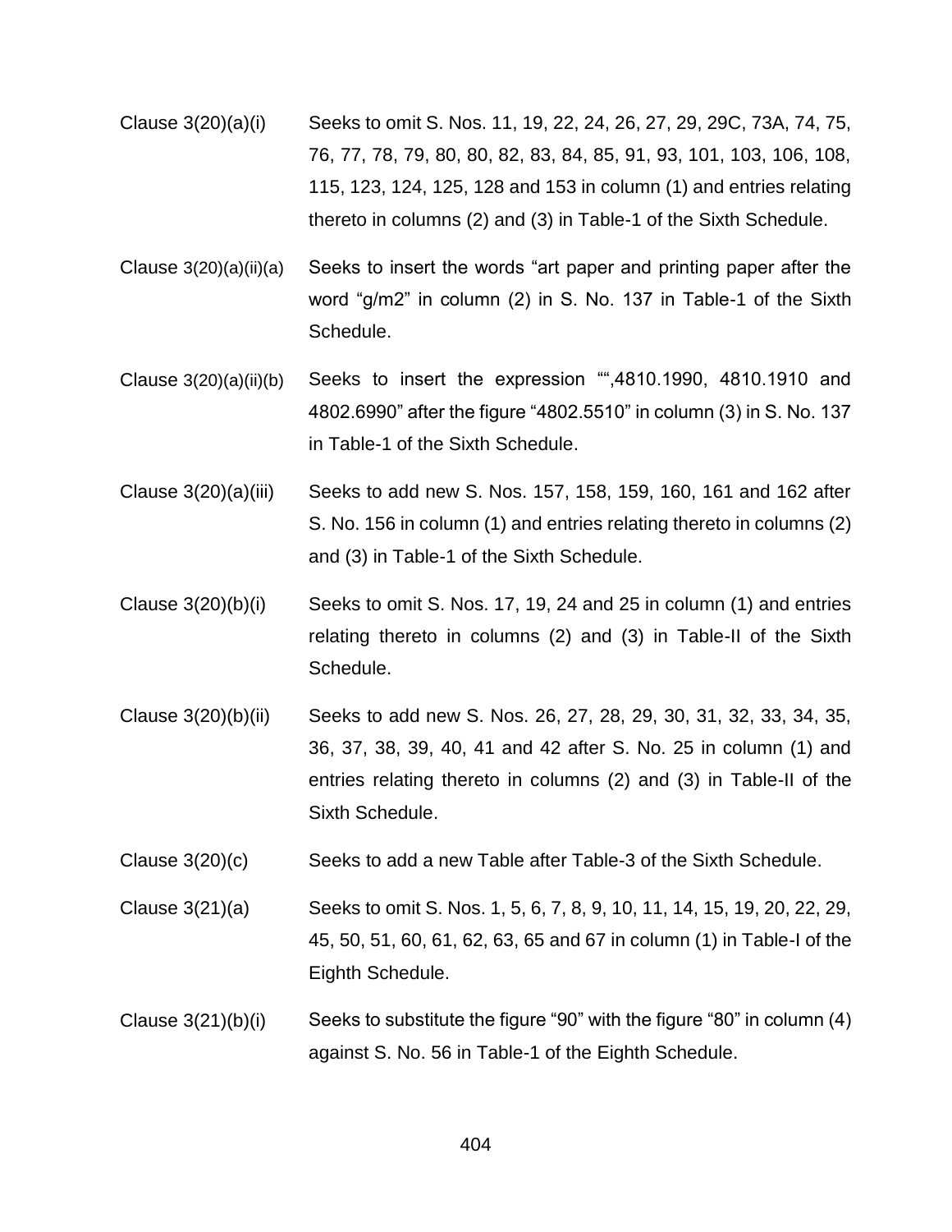| | |
|---|---|
| Clause 3(20)(a)(i) | Seeks to omit S. Nos. 11, 19, 22, 24, 26, 27, 29, 29C, 73A, 74, 75, 76, 77, 78, 79, 80, 80, 82, 83, 84, 85, 91, 93, 101, 103, 106, 108, 115, 123, 124, 125, 128 and 153 in column (1) and entries relating thereto in columns (2) and (3) in Table-1 of the Sixth Schedule. |
| Clause 3(20)(a)(ii)(a) | Seeks to insert the words "art paper and printing paper after the word "g/m2" in column (2) in S. No. 137 in Table-1 of the Sixth Schedule. |
| Clause 3(20)(a)(ii)(b) | Seeks to insert the expression "",4810.1990, 4810.1910 and 4802.6990" after the figure "4802.5510" in column (3) in S. No. 137 in Table-1 of the Sixth Schedule. |
| Clause 3(20)(a)(iii) | Seeks to add new S. Nos. 157, 158, 159, 160, 161 and 162 after S. No. 156 in column (1) and entries relating thereto in columns (2) and (3) in Table-1 of the Sixth Schedule. |
| Clause 3(20)(b)(i) | Seeks to omit S. Nos. 17, 19, 24 and 25 in column (1) and entries relating thereto in columns (2) and (3) in Table-II of the Sixth Schedule. |
| Clause 3(20)(b)(ii) | Seeks to add new S. Nos. 26, 27, 28, 29, 30, 31, 32, 33, 34, 35, 36, 37, 38, 39, 40, 41 and 42 after S. No. 25 in column (1) and entries relating thereto in columns (2) and (3) in Table-II of the Sixth Schedule. |
| Clause 3(20)(c) | Seeks to add a new Table after Table-3 of the Sixth Schedule. |
| Clause 3(21)(a) | Seeks to omit S. Nos. 1, 5, 6, 7, 8, 9, 10, 11, 14, 15, 19, 20, 22, 29, 45, 50, 51, 60, 61, 62, 63, 65 and 67 in column (1) in Table-I of the Eighth Schedule. |
| Clause 3(21)(b)(i) | Seeks to substitute the figure "90" with the figure "80" in column (4) against S. No. 56 in Table-1 of the Eighth Schedule. |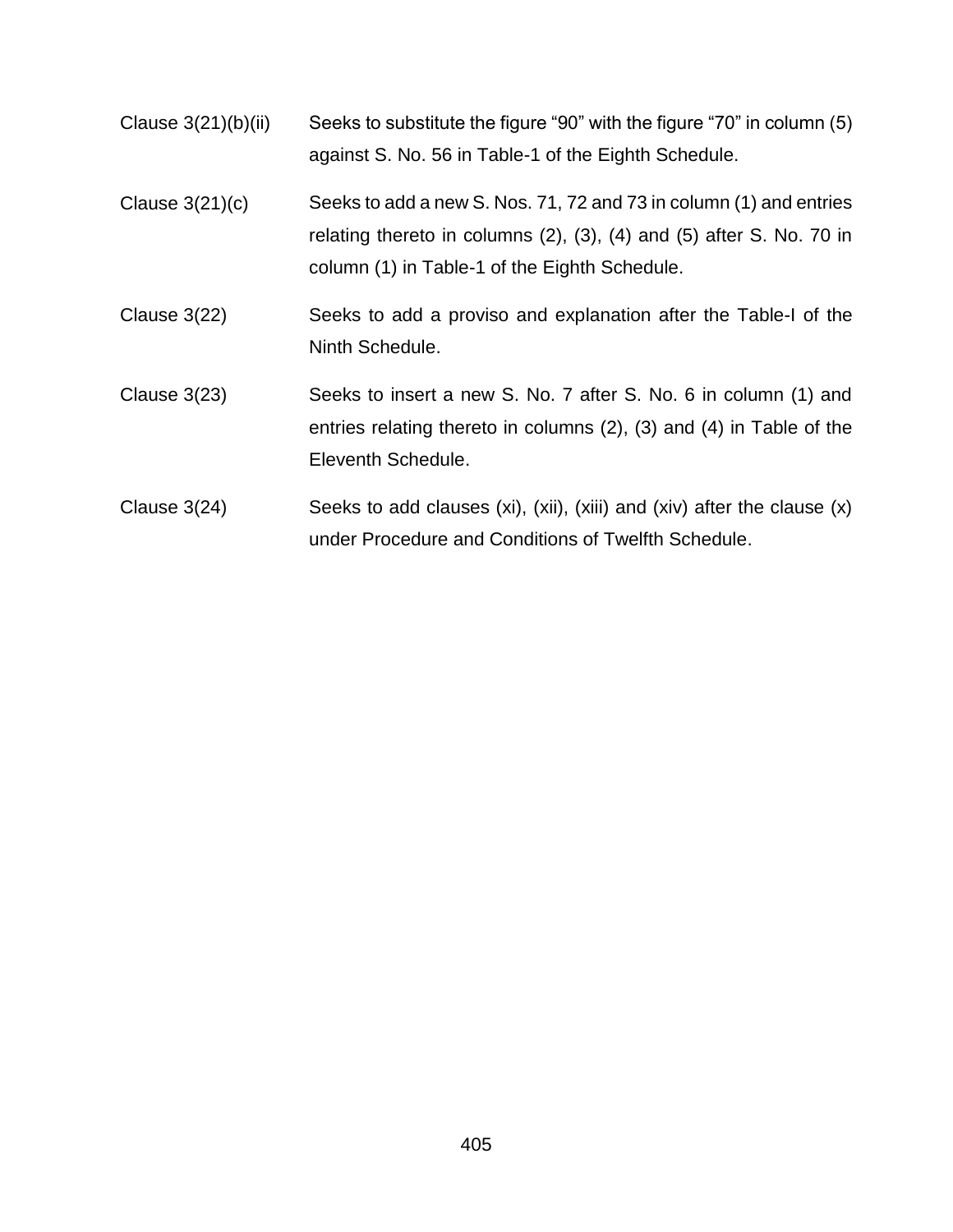| | |
|---|---|
| Clause 3(21)(b)(ii) | Seeks to substitute the figure "90" with the figure "70" in column (5) against S. No. 56 in Table-1 of the Eighth Schedule. |
| Clause 3(21)(c) | Seeks to add a new S. Nos. 71, 72 and 73 in column (1) and entries relating thereto in columns (2), (3), (4) and (5) after S. No. 70 in column (1) in Table-1 of the Eighth Schedule. |
| Clause 3(22) | Seeks to add a proviso and explanation after the Table-I of the Ninth Schedule. |
| Clause 3(23) | Seeks to insert a new S. No. 7 after S. No. 6 in column (1) and entries relating thereto in columns (2), (3) and (4) in Table of the Eleventh Schedule. |
| Clause 3(24) | Seeks to add clauses (xi), (xii), (xiii) and (xiv) after the clause (x) under Procedure and Conditions of Twelfth Schedule. |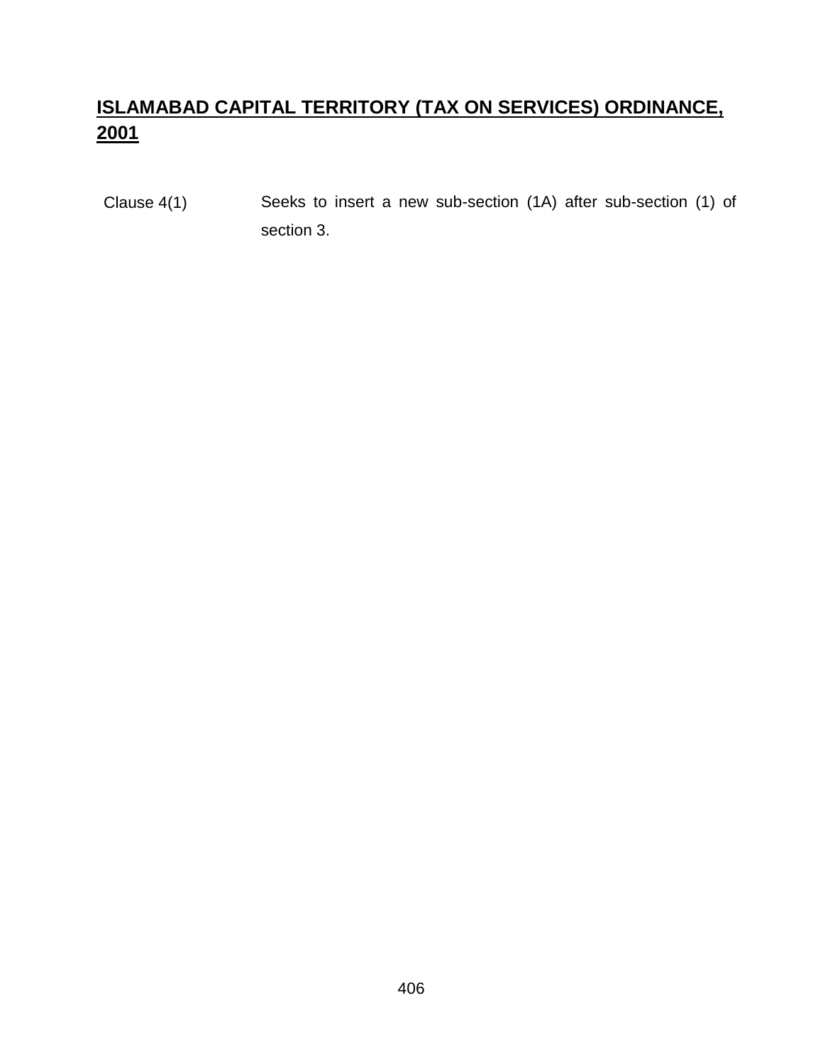## **ISLAMABAD CAPITAL TERRITORY (TAX ON SERVICES) ORDINANCE, 2001**

| | |
|---|---|
| Clause 4(1) | Seeks to insert a new sub-section (1A) after sub-section (1) of section 3. |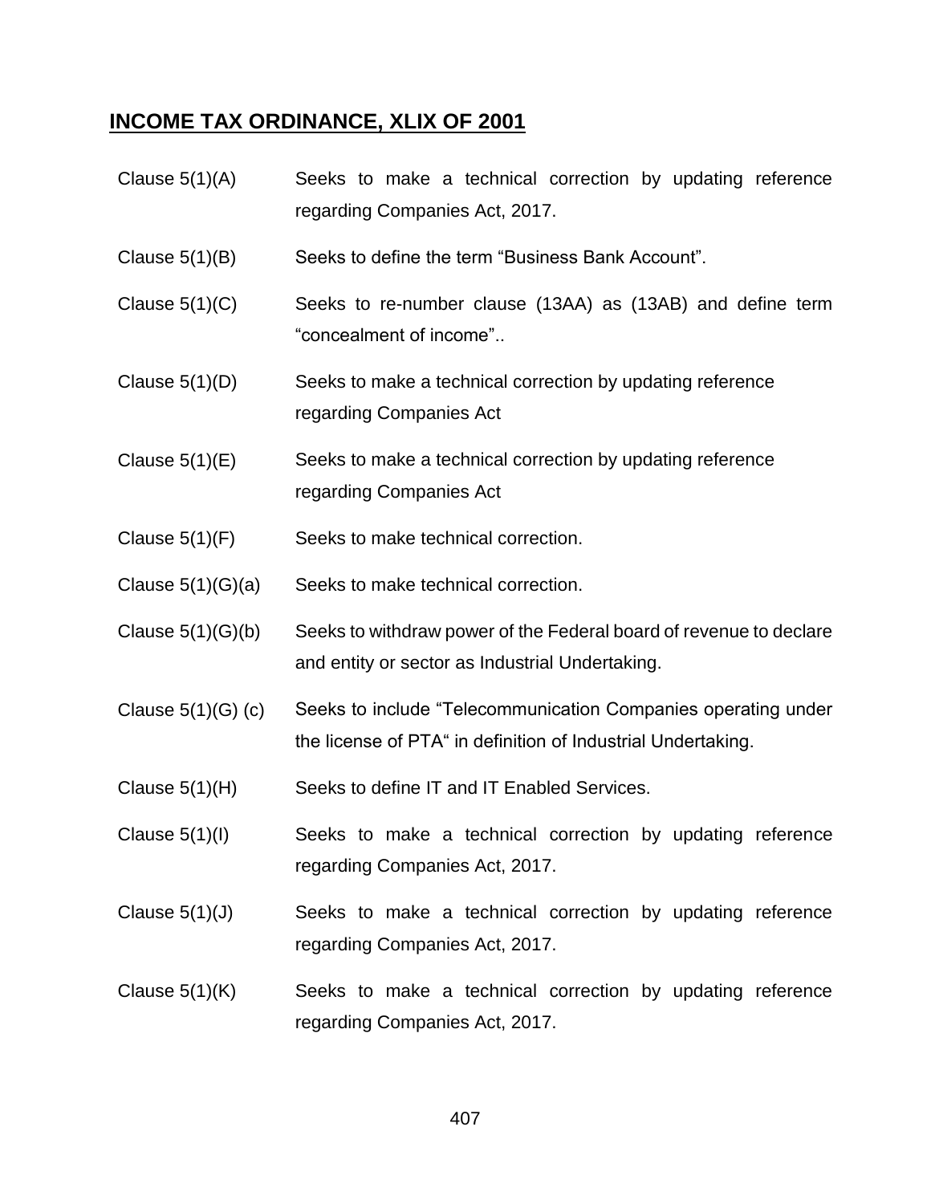## **INCOME TAX ORDINANCE, XLIX OF 2001**

| | |
|---|---|
| Clause 5(1)(A) | Seeks to make a technical correction by updating reference regarding Companies Act, 2017. |
| Clause 5(1)(B) | Seeks to define the term "Business Bank Account". |
| Clause 5(1)(C) | Seeks to re-number clause (13AA) as (13AB) and define term "concealment of income".. |
| Clause 5(1)(D) | Seeks to make a technical correction by updating reference regarding Companies Act |
| Clause 5(1)(E) | Seeks to make a technical correction by updating reference regarding Companies Act |
| Clause 5(1)(F) | Seeks to make technical correction. |
| Clause 5(1)(G)(a) | Seeks to make technical correction. |
| Clause 5(1)(G)(b) | Seeks to withdraw power of the Federal board of revenue to declare and entity or sector as Industrial Undertaking. |
| Clause 5(1)(G) (c) | Seeks to include "Telecommunication Companies operating under the license of PTA" in definition of Industrial Undertaking. |
| Clause 5(1)(H) | Seeks to define IT and IT Enabled Services. |
| Clause 5(1)(I) | Seeks to make a technical correction by updating reference regarding Companies Act, 2017. |
| Clause 5(1)(J) | Seeks to make a technical correction by updating reference regarding Companies Act, 2017. |
| Clause 5(1)(K) | Seeks to make a technical correction by updating reference regarding Companies Act, 2017. |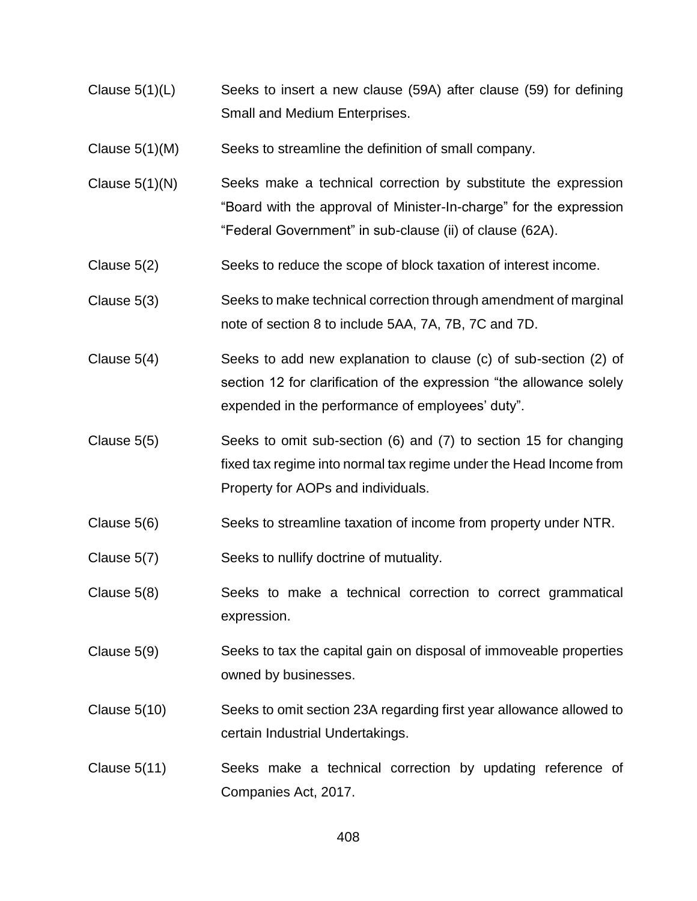| | |
|---|---|
| Clause 5(1)(L) | Seeks to insert a new clause (59A) after clause (59) for defining Small and Medium Enterprises. |
| Clause 5(1)(M) | Seeks to streamline the definition of small company. |
| Clause 5(1)(N) | Seeks make a technical correction by substitute the expression "Board with the approval of Minister-In-charge" for the expression "Federal Government" in sub-clause (ii) of clause (62A). |
| Clause 5(2) | Seeks to reduce the scope of block taxation of interest income. |
| Clause 5(3) | Seeks to make technical correction through amendment of marginal note of section 8 to include 5AA, 7A, 7B, 7C and 7D. |
| Clause 5(4) | Seeks to add new explanation to clause (c) of sub-section (2) of section 12 for clarification of the expression "the allowance solely expended in the performance of employees' duty". |
| Clause 5(5) | Seeks to omit sub-section (6) and (7) to section 15 for changing fixed tax regime into normal tax regime under the Head Income from Property for AOPs and individuals. |
| Clause 5(6) | Seeks to streamline taxation of income from property under NTR. |
| Clause 5(7) | Seeks to nullify doctrine of mutuality. |
| Clause 5(8) | Seeks to make a technical correction to correct grammatical expression. |
| Clause 5(9) | Seeks to tax the capital gain on disposal of immoveable properties owned by businesses. |
| Clause 5(10) | Seeks to omit section 23A regarding first year allowance allowed to certain Industrial Undertakings. |
| Clause 5(11) | Seeks make a technical correction by updating reference of Companies Act, 2017. |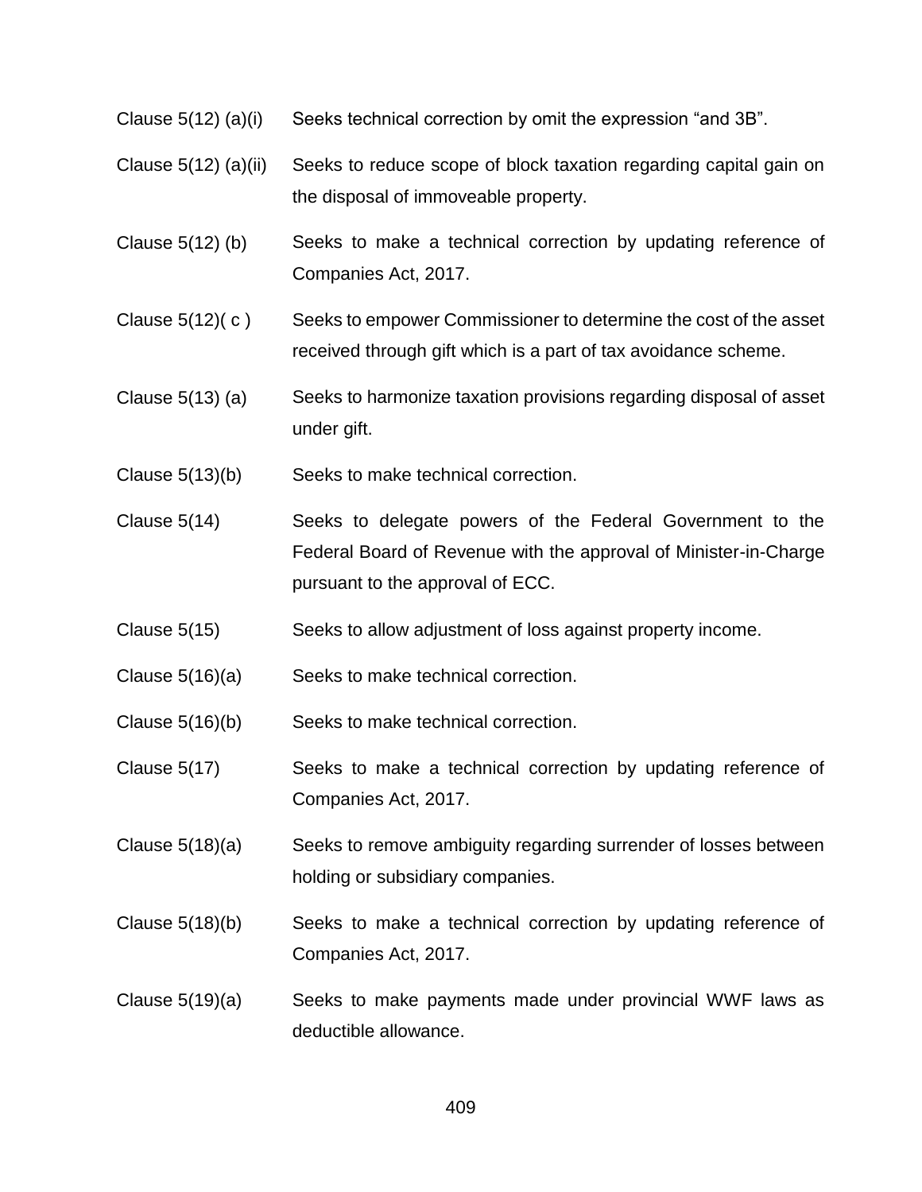| | |
|---|---|
| Clause 5(12) (a)(i) | Seeks technical correction by omit the expression “and 3B”. |
| Clause 5(12) (a)(ii) | Seeks to reduce scope of block taxation regarding capital gain on the disposal of immoveable property. |
| Clause 5(12) (b) | Seeks to make a technical correction by updating reference of Companies Act, 2017. |
| Clause 5(12)( c ) | Seeks to empower Commissioner to determine the cost of the asset received through gift which is a part of tax avoidance scheme. |
| Clause 5(13) (a) | Seeks to harmonize taxation provisions regarding disposal of asset under gift. |
| Clause 5(13)(b) | Seeks to make technical correction. |
| Clause 5(14) | Seeks to delegate powers of the Federal Government to the Federal Board of Revenue with the approval of Minister-in-Charge pursuant to the approval of ECC. |
| Clause 5(15) | Seeks to allow adjustment of loss against property income. |
| Clause 5(16)(a) | Seeks to make technical correction. |
| Clause 5(16)(b) | Seeks to make technical correction. |
| Clause 5(17) | Seeks to make a technical correction by updating reference of Companies Act, 2017. |
| Clause 5(18)(a) | Seeks to remove ambiguity regarding surrender of losses between holding or subsidiary companies. |
| Clause 5(18)(b) | Seeks to make a technical correction by updating reference of Companies Act, 2017. |
| Clause 5(19)(a) | Seeks to make payments made under provincial WWF laws as deductible allowance. |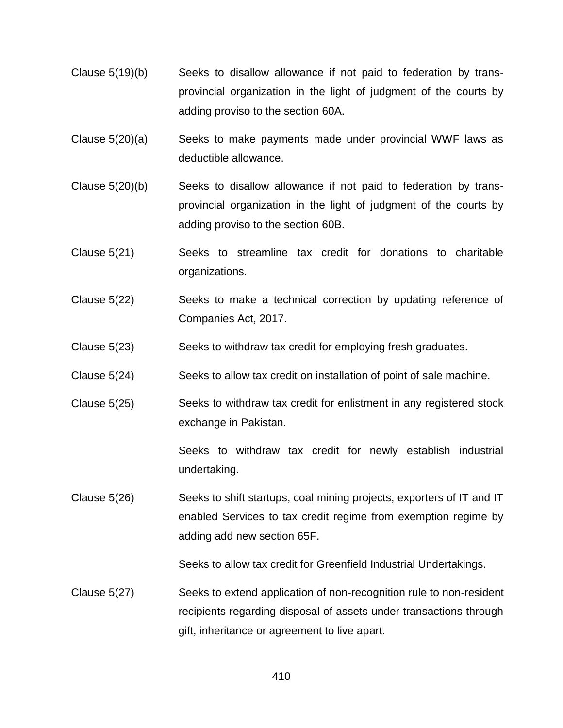| | |
|---|---|
| Clause 5(19)(b) | Seeks to disallow allowance if not paid to federation by trans-provincial organization in the light of judgment of the courts by adding proviso to the section 60A. |
| Clause 5(20)(a) | Seeks to make payments made under provincial WWF laws as deductible allowance. |
| Clause 5(20)(b) | Seeks to disallow allowance if not paid to federation by trans-provincial organization in the light of judgment of the courts by adding proviso to the section 60B. |
| Clause 5(21) | Seeks to streamline tax credit for donations to charitable organizations. |
| Clause 5(22) | Seeks to make a technical correction by updating reference of Companies Act, 2017. |
| Clause 5(23) | Seeks to withdraw tax credit for employing fresh graduates. |
| Clause 5(24) | Seeks to allow tax credit on installation of point of sale machine. |
| Clause 5(25) | Seeks to withdraw tax credit for enlistment in any registered stock exchange in Pakistan.<br><br>Seeks to withdraw tax credit for newly establish industrial undertaking. |
| Clause 5(26) | Seeks to shift startups, coal mining projects, exporters of IT and IT enabled Services to tax credit regime from exemption regime by adding add new section 65F.<br><br>Seeks to allow tax credit for Greenfield Industrial Undertakings. |
| Clause 5(27) | Seeks to extend application of non-recognition rule to non-resident recipients regarding disposal of assets under transactions through gift, inheritance or agreement to live apart. |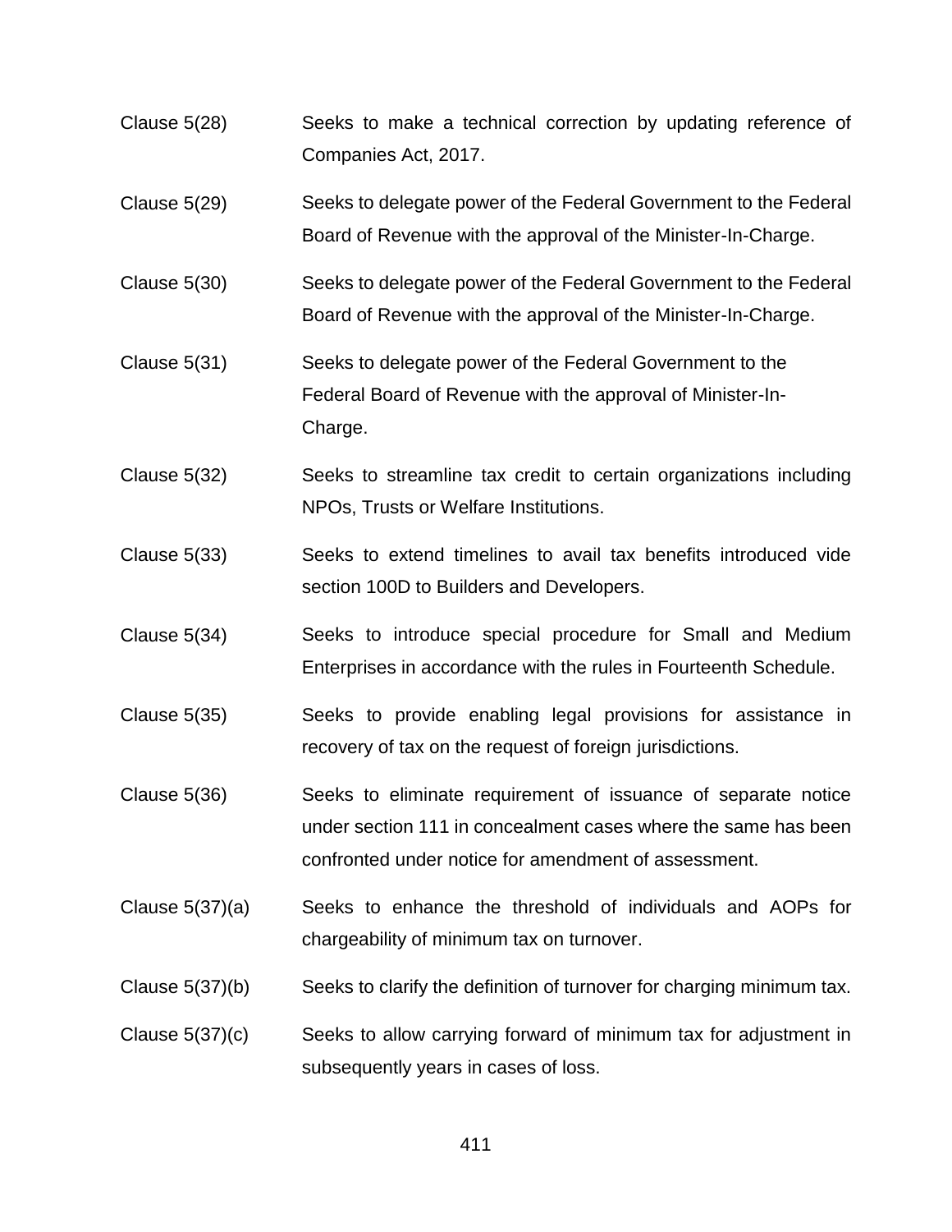| | |
|---|---|
| Clause 5(28) | Seeks to make a technical correction by updating reference of Companies Act, 2017. |
| Clause 5(29) | Seeks to delegate power of the Federal Government to the Federal Board of Revenue with the approval of the Minister-In-Charge. |
| Clause 5(30) | Seeks to delegate power of the Federal Government to the Federal Board of Revenue with the approval of the Minister-In-Charge. |
| Clause 5(31) | Seeks to delegate power of the Federal Government to the Federal Board of Revenue with the approval of Minister-In-Charge. |
| Clause 5(32) | Seeks to streamline tax credit to certain organizations including NPOs, Trusts or Welfare Institutions. |
| Clause 5(33) | Seeks to extend timelines to avail tax benefits introduced vide section 100D to Builders and Developers. |
| Clause 5(34) | Seeks to introduce special procedure for Small and Medium Enterprises in accordance with the rules in Fourteenth Schedule. |
| Clause 5(35) | Seeks to provide enabling legal provisions for assistance in recovery of tax on the request of foreign jurisdictions. |
| Clause 5(36) | Seeks to eliminate requirement of issuance of separate notice under section 111 in concealment cases where the same has been confronted under notice for amendment of assessment. |
| Clause 5(37)(a) | Seeks to enhance the threshold of individuals and AOPs for chargeability of minimum tax on turnover. |
| Clause 5(37)(b) | Seeks to clarify the definition of turnover for charging minimum tax. |
| Clause 5(37)(c) | Seeks to allow carrying forward of minimum tax for adjustment in subsequently years in cases of loss. |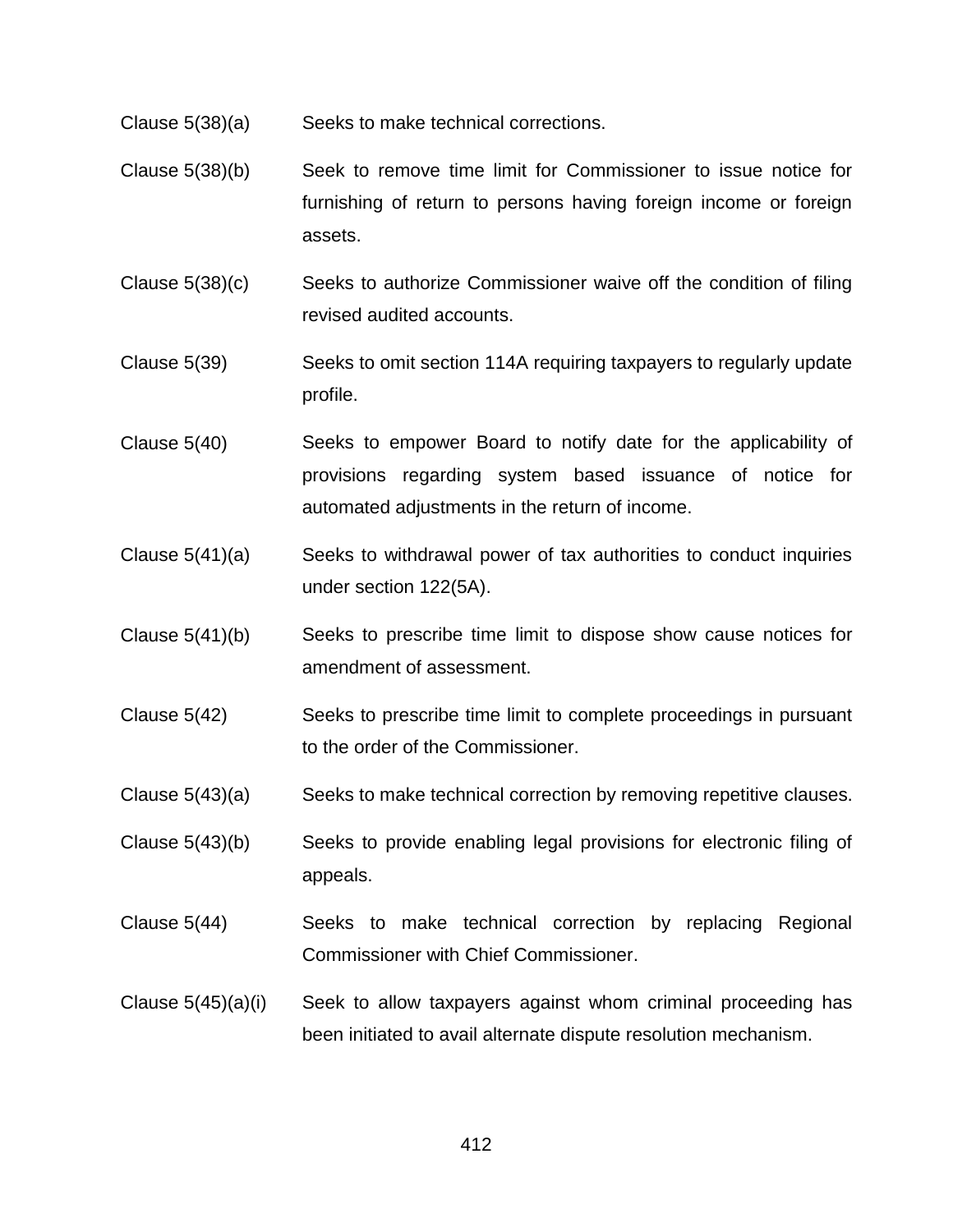| | |
|---|---|
| Clause 5(38)(a) | Seeks to make technical corrections. |
| Clause 5(38)(b) | Seek to remove time limit for Commissioner to issue notice for furnishing of return to persons having foreign income or foreign assets. |
| Clause 5(38)(c) | Seeks to authorize Commissioner waive off the condition of filing revised audited accounts. |
| Clause 5(39) | Seeks to omit section 114A requiring taxpayers to regularly update profile. |
| Clause 5(40) | Seeks to empower Board to notify date for the applicability of provisions regarding system based issuance of notice for automated adjustments in the return of income. |
| Clause 5(41)(a) | Seeks to withdrawal power of tax authorities to conduct inquiries under section 122(5A). |
| Clause 5(41)(b) | Seeks to prescribe time limit to dispose show cause notices for amendment of assessment. |
| Clause 5(42) | Seeks to prescribe time limit to complete proceedings in pursuant to the order of the Commissioner. |
| Clause 5(43)(a) | Seeks to make technical correction by removing repetitive clauses. |
| Clause 5(43)(b) | Seeks to provide enabling legal provisions for electronic filing of appeals. |
| Clause 5(44) | Seeks to make technical correction by replacing Regional Commissioner with Chief Commissioner. |
| Clause 5(45)(a)(i) | Seek to allow taxpayers against whom criminal proceeding has been initiated to avail alternate dispute resolution mechanism. |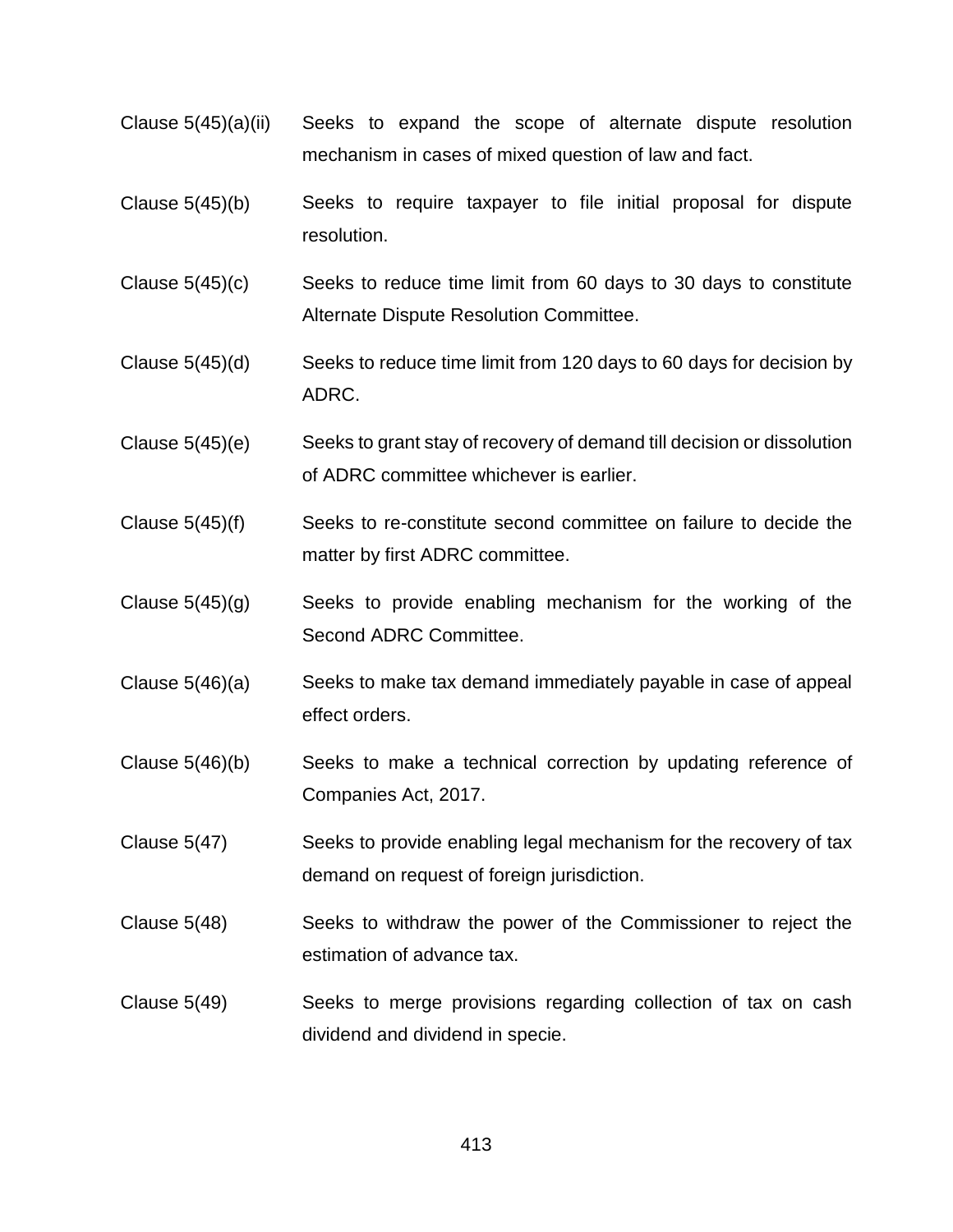| | |
|---|---|
| Clause 5(45)(a)(ii) | Seeks to expand the scope of alternate dispute resolution mechanism in cases of mixed question of law and fact. |
| Clause 5(45)(b) | Seeks to require taxpayer to file initial proposal for dispute resolution. |
| Clause 5(45)(c) | Seeks to reduce time limit from 60 days to 30 days to constitute Alternate Dispute Resolution Committee. |
| Clause 5(45)(d) | Seeks to reduce time limit from 120 days to 60 days for decision by ADRC. |
| Clause 5(45)(e) | Seeks to grant stay of recovery of demand till decision or dissolution of ADRC committee whichever is earlier. |
| Clause 5(45)(f) | Seeks to re-constitute second committee on failure to decide the matter by first ADRC committee. |
| Clause 5(45)(g) | Seeks to provide enabling mechanism for the working of the Second ADRC Committee. |
| Clause 5(46)(a) | Seeks to make tax demand immediately payable in case of appeal effect orders. |
| Clause 5(46)(b) | Seeks to make a technical correction by updating reference of Companies Act, 2017. |
| Clause 5(47) | Seeks to provide enabling legal mechanism for the recovery of tax demand on request of foreign jurisdiction. |
| Clause 5(48) | Seeks to withdraw the power of the Commissioner to reject the estimation of advance tax. |
| Clause 5(49) | Seeks to merge provisions regarding collection of tax on cash dividend and dividend in specie. |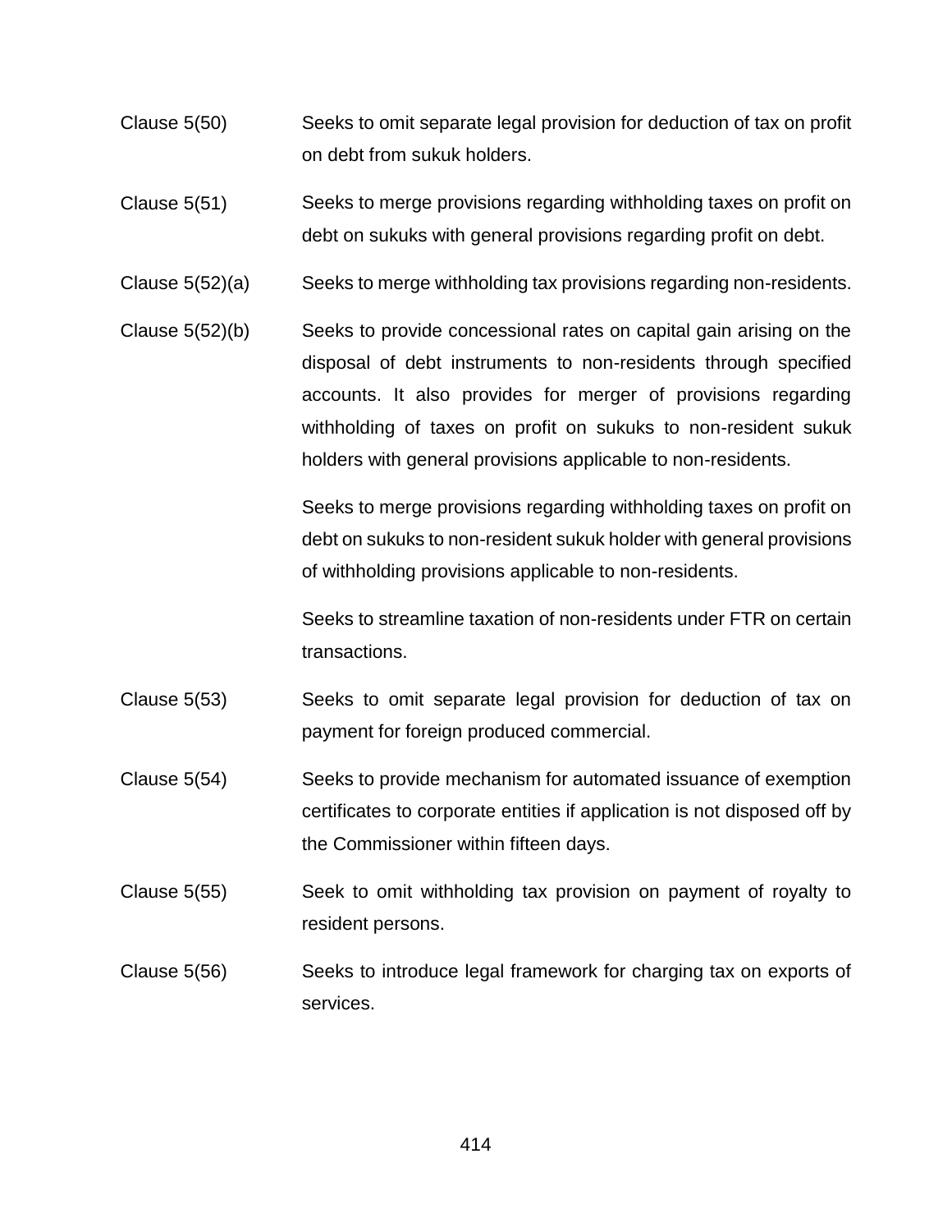| | |
|---|---|
| Clause 5(50) | Seeks to omit separate legal provision for deduction of tax on profit on debt from sukuk holders. |
| Clause 5(51) | Seeks to merge provisions regarding withholding taxes on profit on debt on sukuks with general provisions regarding profit on debt. |
| Clause 5(52)(a) | Seeks to merge withholding tax provisions regarding non-residents. |
| Clause 5(52)(b) | Seeks to provide concessional rates on capital gain arising on the disposal of debt instruments to non-residents through specified accounts. It also provides for merger of provisions regarding withholding of taxes on profit on sukuks to non-resident sukuk holders with general provisions applicable to non-residents. |
| | Seeks to merge provisions regarding withholding taxes on profit on debt on sukuks to non-resident sukuk holder with general provisions of withholding provisions applicable to non-residents. |
| | Seeks to streamline taxation of non-residents under FTR on certain transactions. |
| Clause 5(53) | Seeks to omit separate legal provision for deduction of tax on payment for foreign produced commercial. |
| Clause 5(54) | Seeks to provide mechanism for automated issuance of exemption certificates to corporate entities if application is not disposed off by the Commissioner within fifteen days. |
| Clause 5(55) | Seek to omit withholding tax provision on payment of royalty to resident persons. |
| Clause 5(56) | Seeks to introduce legal framework for charging tax on exports of services. |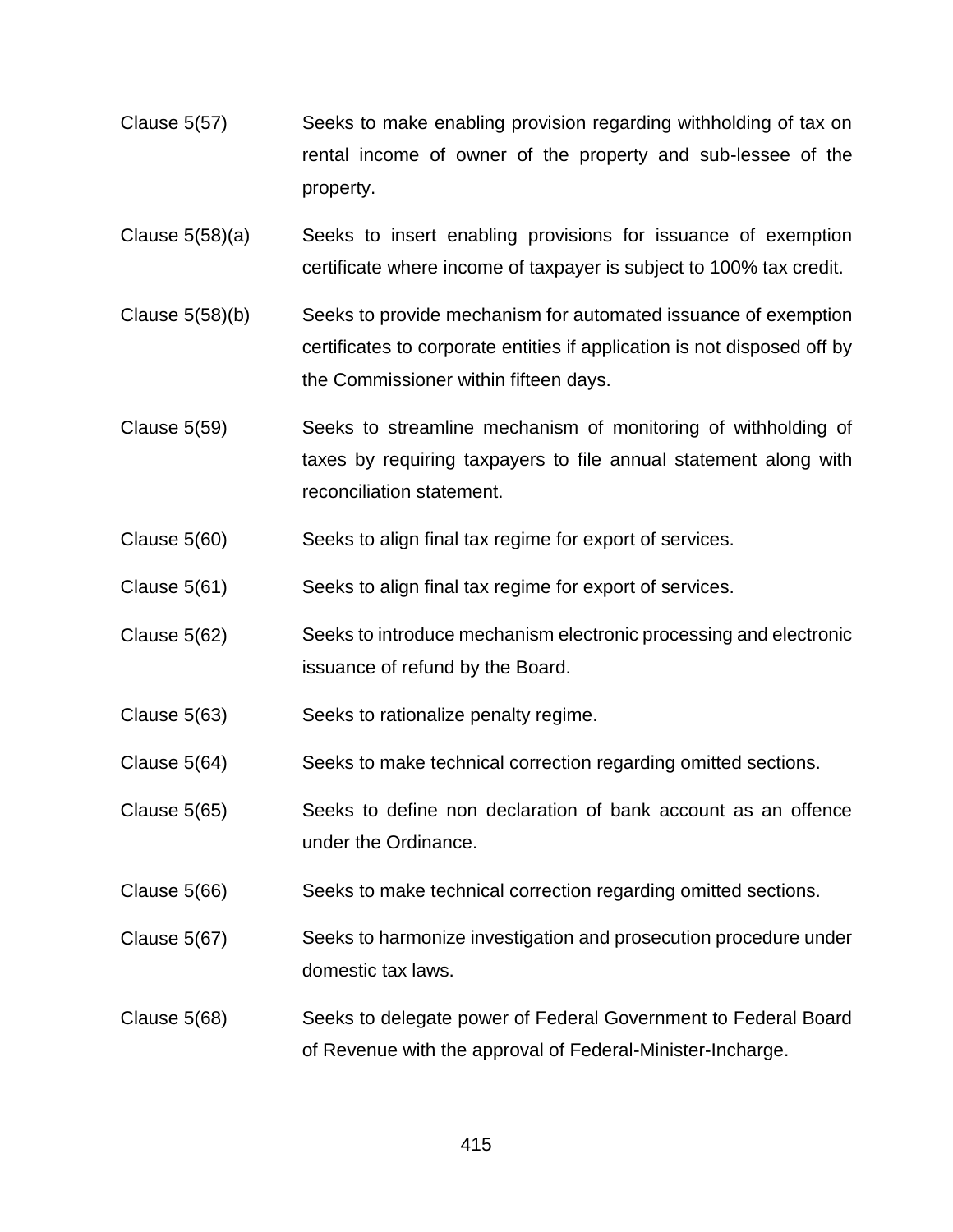| | |
|---|---|
| Clause 5(57) | Seeks to make enabling provision regarding withholding of tax on rental income of owner of the property and sub-lessee of the property. |
| Clause 5(58)(a) | Seeks to insert enabling provisions for issuance of exemption certificate where income of taxpayer is subject to 100% tax credit. |
| Clause 5(58)(b) | Seeks to provide mechanism for automated issuance of exemption certificates to corporate entities if application is not disposed off by the Commissioner within fifteen days. |
| Clause 5(59) | Seeks to streamline mechanism of monitoring of withholding of taxes by requiring taxpayers to file annual statement along with reconciliation statement. |
| Clause 5(60) | Seeks to align final tax regime for export of services. |
| Clause 5(61) | Seeks to align final tax regime for export of services. |
| Clause 5(62) | Seeks to introduce mechanism electronic processing and electronic issuance of refund by the Board. |
| Clause 5(63) | Seeks to rationalize penalty regime. |
| Clause 5(64) | Seeks to make technical correction regarding omitted sections. |
| Clause 5(65) | Seeks to define non declaration of bank account as an offence under the Ordinance. |
| Clause 5(66) | Seeks to make technical correction regarding omitted sections. |
| Clause 5(67) | Seeks to harmonize investigation and prosecution procedure under domestic tax laws. |
| Clause 5(68) | Seeks to delegate power of Federal Government to Federal Board of Revenue with the approval of Federal-Minister-Incharge. |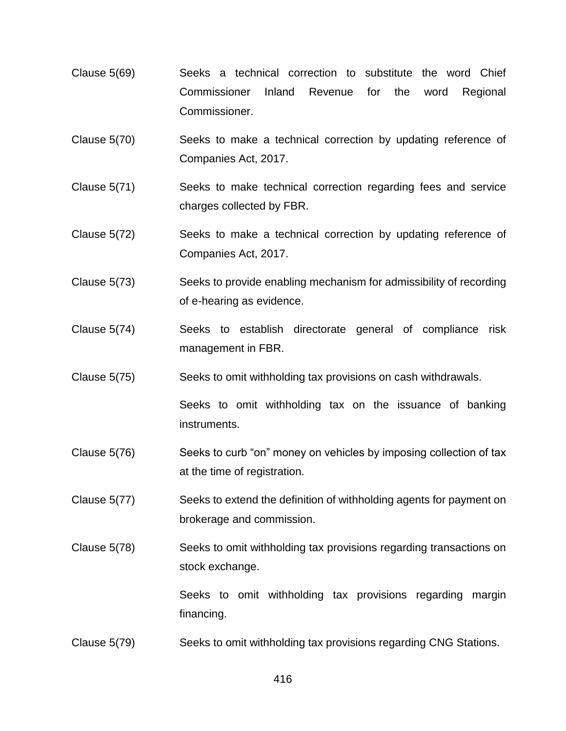| | |
|---|---|
| Clause 5(69) | Seeks a technical correction to substitute the word Chief Commissioner Inland Revenue for the word Regional Commissioner. |
| Clause 5(70) | Seeks to make a technical correction by updating reference of Companies Act, 2017. |
| Clause 5(71) | Seeks to make technical correction regarding fees and service charges collected by FBR. |
| Clause 5(72) | Seeks to make a technical correction by updating reference of Companies Act, 2017. |
| Clause 5(73) | Seeks to provide enabling mechanism for admissibility of recording of e-hearing as evidence. |
| Clause 5(74) | Seeks to establish directorate general of compliance risk management in FBR. |
| Clause 5(75) | Seeks to omit withholding tax provisions on cash withdrawals. |
| | Seeks to omit withholding tax on the issuance of banking instruments. |
| Clause 5(76) | Seeks to curb “on” money on vehicles by imposing collection of tax at the time of registration. |
| Clause 5(77) | Seeks to extend the definition of withholding agents for payment on brokerage and commission. |
| Clause 5(78) | Seeks to omit withholding tax provisions regarding transactions on stock exchange. |
| | Seeks to omit withholding tax provisions regarding margin financing. |
| Clause 5(79) | Seeks to omit withholding tax provisions regarding CNG Stations. |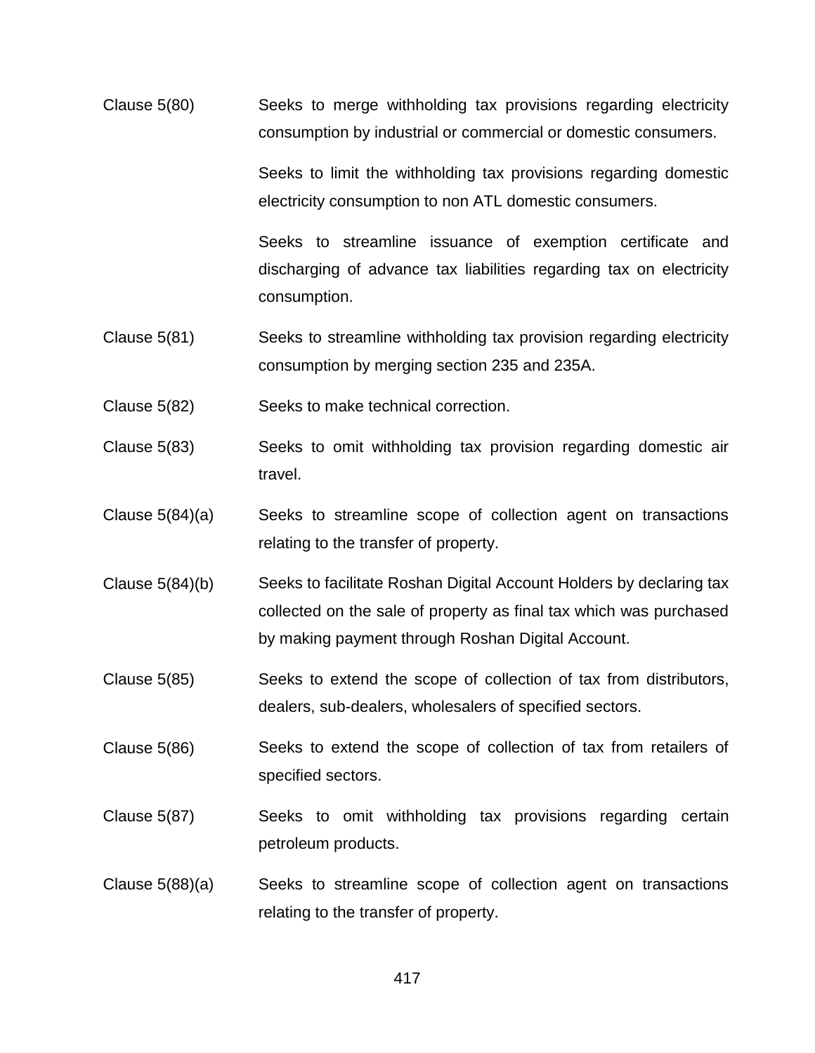| | |
|---|---|
| Clause 5(80) | Seeks to merge withholding tax provisions regarding electricity consumption by industrial or commercial or domestic consumers.<br><br>Seeks to limit the withholding tax provisions regarding domestic electricity consumption to non ATL domestic consumers.<br><br>Seeks to streamline issuance of exemption certificate and discharging of advance tax liabilities regarding tax on electricity consumption. |
| Clause 5(81) | Seeks to streamline withholding tax provision regarding electricity consumption by merging section 235 and 235A. |
| Clause 5(82) | Seeks to make technical correction. |
| Clause 5(83) | Seeks to omit withholding tax provision regarding domestic air travel. |
| Clause 5(84)(a) | Seeks to streamline scope of collection agent on transactions relating to the transfer of property. |
| Clause 5(84)(b) | Seeks to facilitate Roshan Digital Account Holders by declaring tax collected on the sale of property as final tax which was purchased by making payment through Roshan Digital Account. |
| Clause 5(85) | Seeks to extend the scope of collection of tax from distributors, dealers, sub-dealers, wholesalers of specified sectors. |
| Clause 5(86) | Seeks to extend the scope of collection of tax from retailers of specified sectors. |
| Clause 5(87) | Seeks to omit withholding tax provisions regarding certain petroleum products. |
| Clause 5(88)(a) | Seeks to streamline scope of collection agent on transactions relating to the transfer of property. |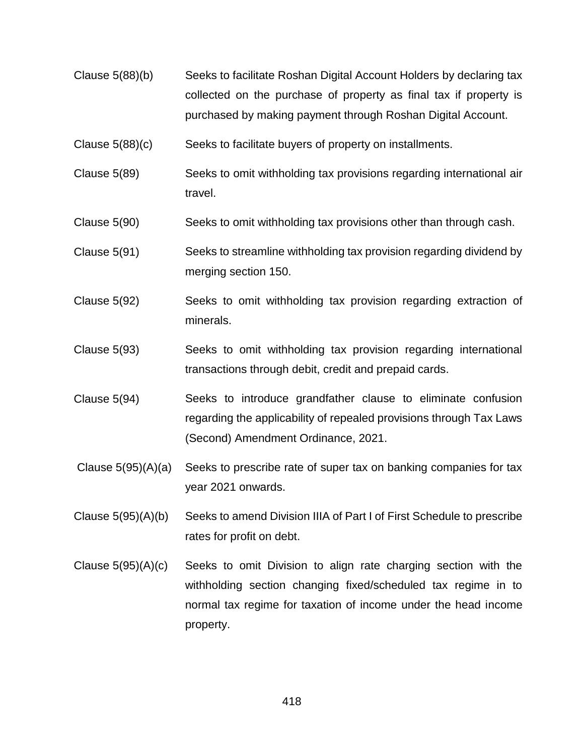| | |
|---|---|
| Clause 5(88)(b) | Seeks to facilitate Roshan Digital Account Holders by declaring tax collected on the purchase of property as final tax if property is purchased by making payment through Roshan Digital Account. |
| Clause 5(88)(c) | Seeks to facilitate buyers of property on installments. |
| Clause 5(89) | Seeks to omit withholding tax provisions regarding international air travel. |
| Clause 5(90) | Seeks to omit withholding tax provisions other than through cash. |
| Clause 5(91) | Seeks to streamline withholding tax provision regarding dividend by merging section 150. |
| Clause 5(92) | Seeks to omit withholding tax provision regarding extraction of minerals. |
| Clause 5(93) | Seeks to omit withholding tax provision regarding international transactions through debit, credit and prepaid cards. |
| Clause 5(94) | Seeks to introduce grandfather clause to eliminate confusion regarding the applicability of repealed provisions through Tax Laws (Second) Amendment Ordinance, 2021. |
| Clause 5(95)(A)(a) | Seeks to prescribe rate of super tax on banking companies for tax year 2021 onwards. |
| Clause 5(95)(A)(b) | Seeks to amend Division IIIA of Part I of First Schedule to prescribe rates for profit on debt. |
| Clause 5(95)(A)(c) | Seeks to omit Division to align rate charging section with the withholding section changing fixed/scheduled tax regime in to normal tax regime for taxation of income under the head income property. |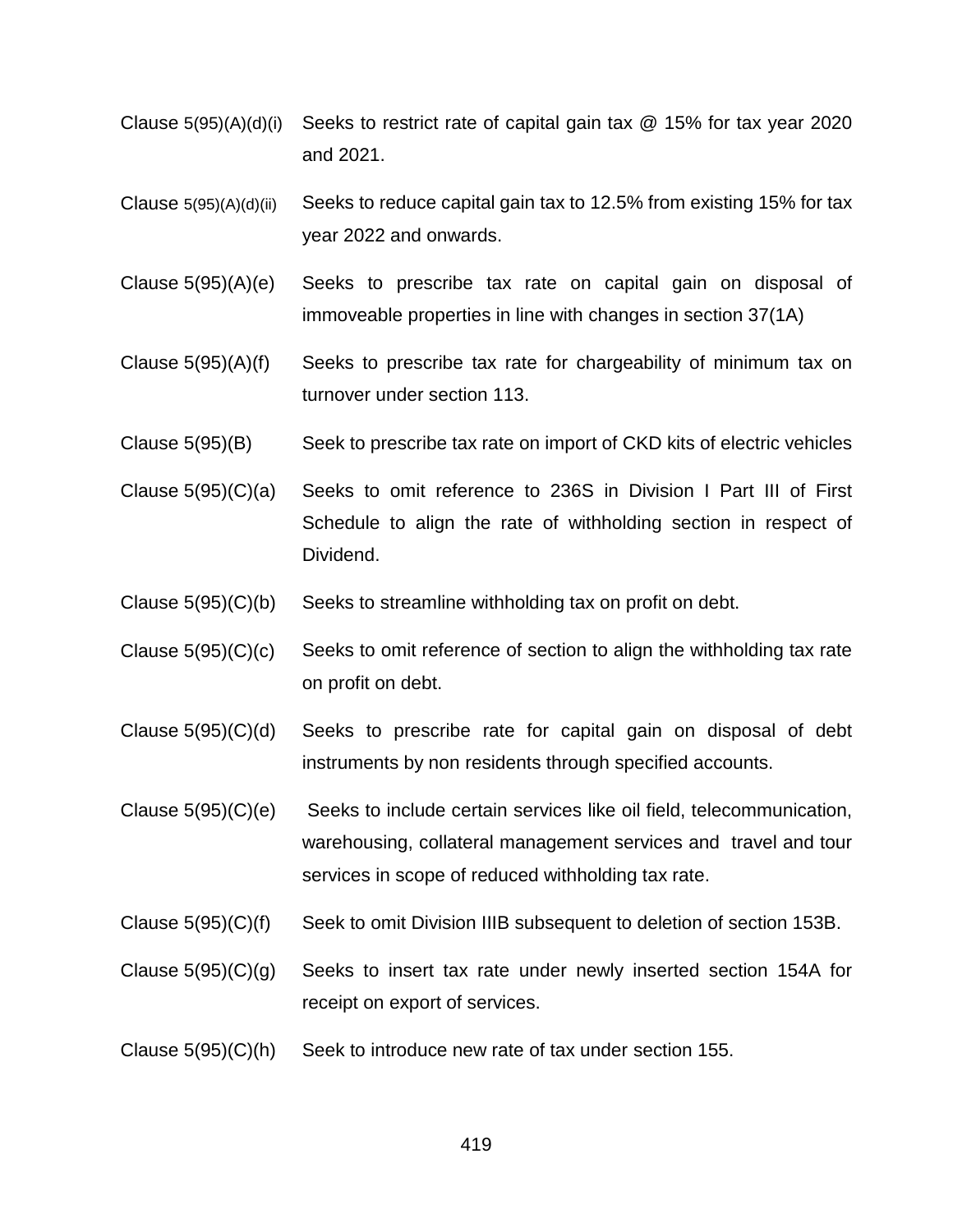| | |
|---|---|
| Clause 5(95)(A)(d)(i) | Seeks to restrict rate of capital gain tax @ 15% for tax year 2020 and 2021. |
| Clause 5(95)(A)(d)(ii) | Seeks to reduce capital gain tax to 12.5% from existing 15% for tax year 2022 and onwards. |
| Clause 5(95)(A)(e) | Seeks to prescribe tax rate on capital gain on disposal of immoveable properties in line with changes in section 37(1A) |
| Clause 5(95)(A)(f) | Seeks to prescribe tax rate for chargeability of minimum tax on turnover under section 113. |
| Clause 5(95)(B) | Seek to prescribe tax rate on import of CKD kits of electric vehicles |
| Clause 5(95)(C)(a) | Seeks to omit reference to 236S in Division I Part III of First Schedule to align the rate of withholding section in respect of Dividend. |
| Clause 5(95)(C)(b) | Seeks to streamline withholding tax on profit on debt. |
| Clause 5(95)(C)(c) | Seeks to omit reference of section to align the withholding tax rate on profit on debt. |
| Clause 5(95)(C)(d) | Seeks to prescribe rate for capital gain on disposal of debt instruments by non residents through specified accounts. |
| Clause 5(95)(C)(e) | Seeks to include certain services like oil field, telecommunication, warehousing, collateral management services and travel and tour services in scope of reduced withholding tax rate. |
| Clause 5(95)(C)(f) | Seek to omit Division IIIB subsequent to deletion of section 153B. |
| Clause 5(95)(C)(g) | Seeks to insert tax rate under newly inserted section 154A for receipt on export of services. |
| Clause 5(95)(C)(h) | Seek to introduce new rate of tax under section 155. |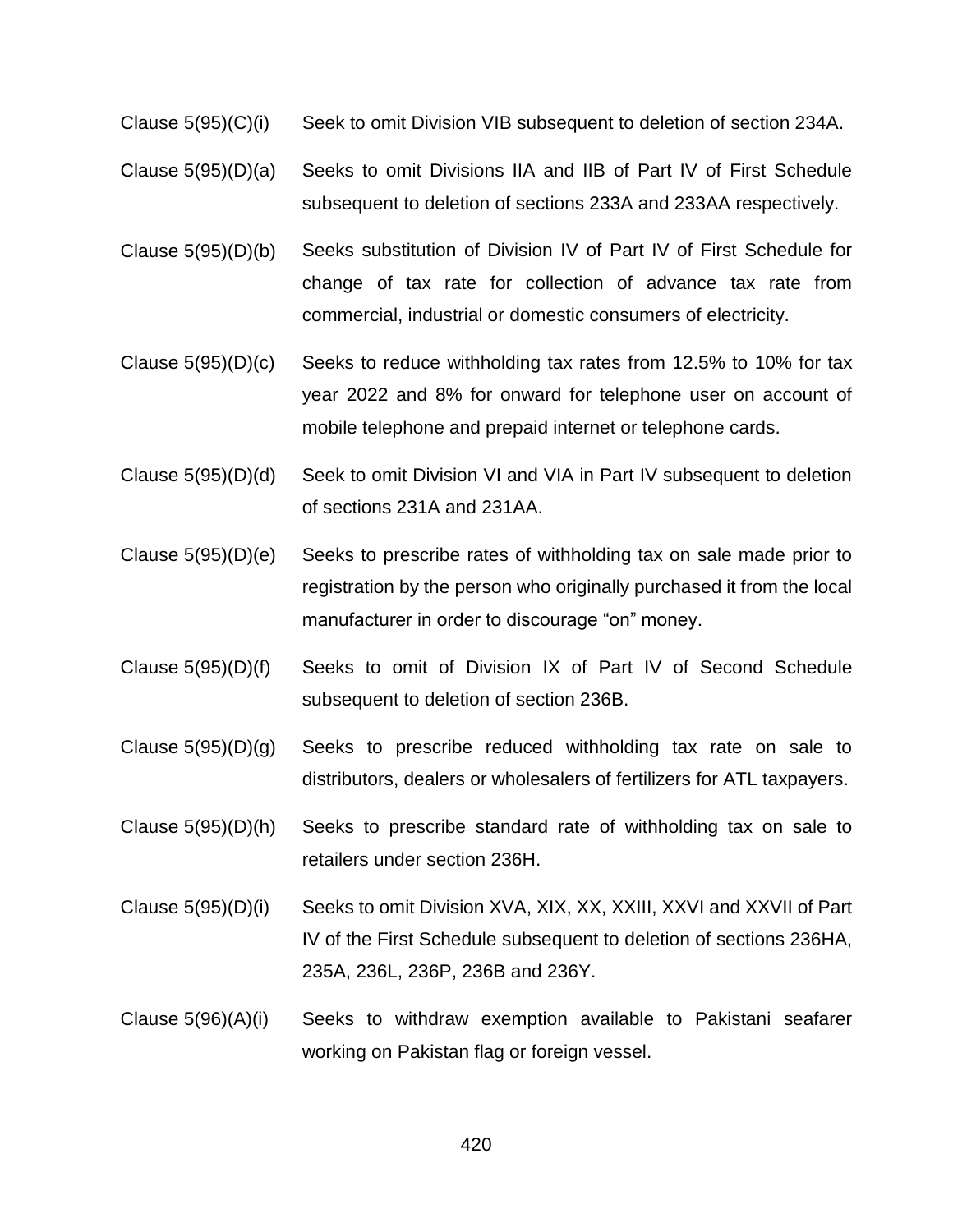| | |
|---|---|
| Clause 5(95)(C)(i) | Seek to omit Division VIB subsequent to deletion of section 234A. |
| Clause 5(95)(D)(a) | Seeks to omit Divisions IIA and IIB of Part IV of First Schedule subsequent to deletion of sections 233A and 233AA respectively. |
| Clause 5(95)(D)(b) | Seeks substitution of Division IV of Part IV of First Schedule for change of tax rate for collection of advance tax rate from commercial, industrial or domestic consumers of electricity. |
| Clause 5(95)(D)(c) | Seeks to reduce withholding tax rates from 12.5% to 10% for tax year 2022 and 8% for onward for telephone user on account of mobile telephone and prepaid internet or telephone cards. |
| Clause 5(95)(D)(d) | Seek to omit Division VI and VIA in Part IV subsequent to deletion of sections 231A and 231AA. |
| Clause 5(95)(D)(e) | Seeks to prescribe rates of withholding tax on sale made prior to registration by the person who originally purchased it from the local manufacturer in order to discourage “on” money. |
| Clause 5(95)(D)(f) | Seeks to omit of Division IX of Part IV of Second Schedule subsequent to deletion of section 236B. |
| Clause 5(95)(D)(g) | Seeks to prescribe reduced withholding tax rate on sale to distributors, dealers or wholesalers of fertilizers for ATL taxpayers. |
| Clause 5(95)(D)(h) | Seeks to prescribe standard rate of withholding tax on sale to retailers under section 236H. |
| Clause 5(95)(D)(i) | Seeks to omit Division XVA, XIX, XX, XXIII, XXVI and XXVII of Part IV of the First Schedule subsequent to deletion of sections 236HA, 235A, 236L, 236P, 236B and 236Y. |
| Clause 5(96)(A)(i) | Seeks to withdraw exemption available to Pakistani seafarer working on Pakistan flag or foreign vessel. |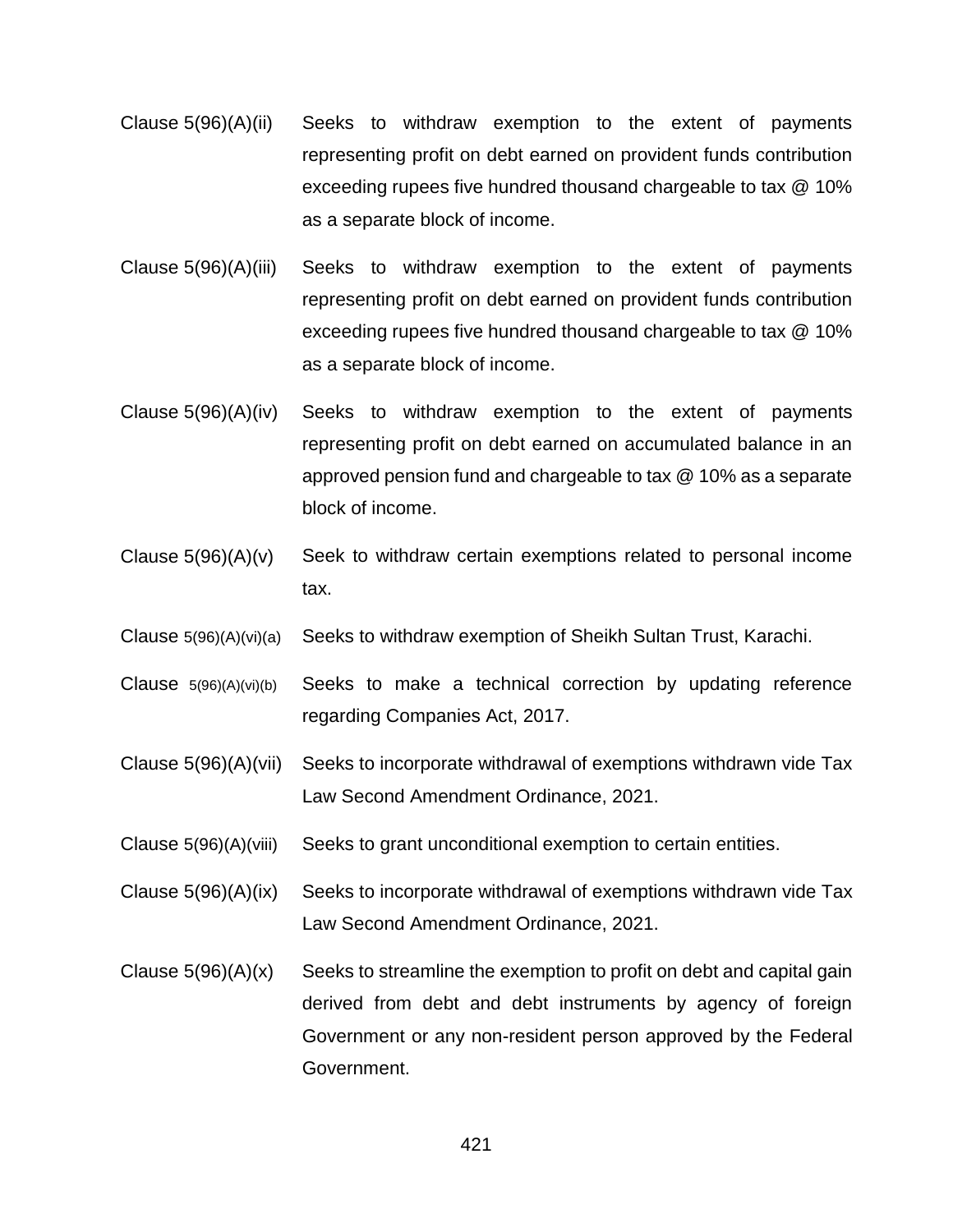Clause 5(96)(A)(ii) Seeks to withdraw exemption to the extent of payments representing profit on debt earned on provident funds contribution exceeding rupees five hundred thousand chargeable to tax @ 10% as a separate block of income.

Clause 5(96)(A)(iii) Seeks to withdraw exemption to the extent of payments representing profit on debt earned on provident funds contribution exceeding rupees five hundred thousand chargeable to tax @ 10% as a separate block of income.

Clause 5(96)(A)(iv) Seeks to withdraw exemption to the extent of payments representing profit on debt earned on accumulated balance in an approved pension fund and chargeable to tax @ 10% as a separate block of income.

Clause 5(96)(A)(v) Seek to withdraw certain exemptions related to personal income tax.

Clause 5(96)(A)(vi)(a) Seeks to withdraw exemption of Sheikh Sultan Trust, Karachi.

Clause 5(96)(A)(vi)(b) Seeks to make a technical correction by updating reference regarding Companies Act, 2017.

Clause 5(96)(A)(vii) Seeks to incorporate withdrawal of exemptions withdrawn vide Tax Law Second Amendment Ordinance, 2021.

Clause 5(96)(A)(viii) Seeks to grant unconditional exemption to certain entities.

Clause 5(96)(A)(ix) Seeks to incorporate withdrawal of exemptions withdrawn vide Tax Law Second Amendment Ordinance, 2021.

Clause 5(96)(A)(x) Seeks to streamline the exemption to profit on debt and capital gain derived from debt and debt instruments by agency of foreign Government or any non-resident person approved by the Federal Government.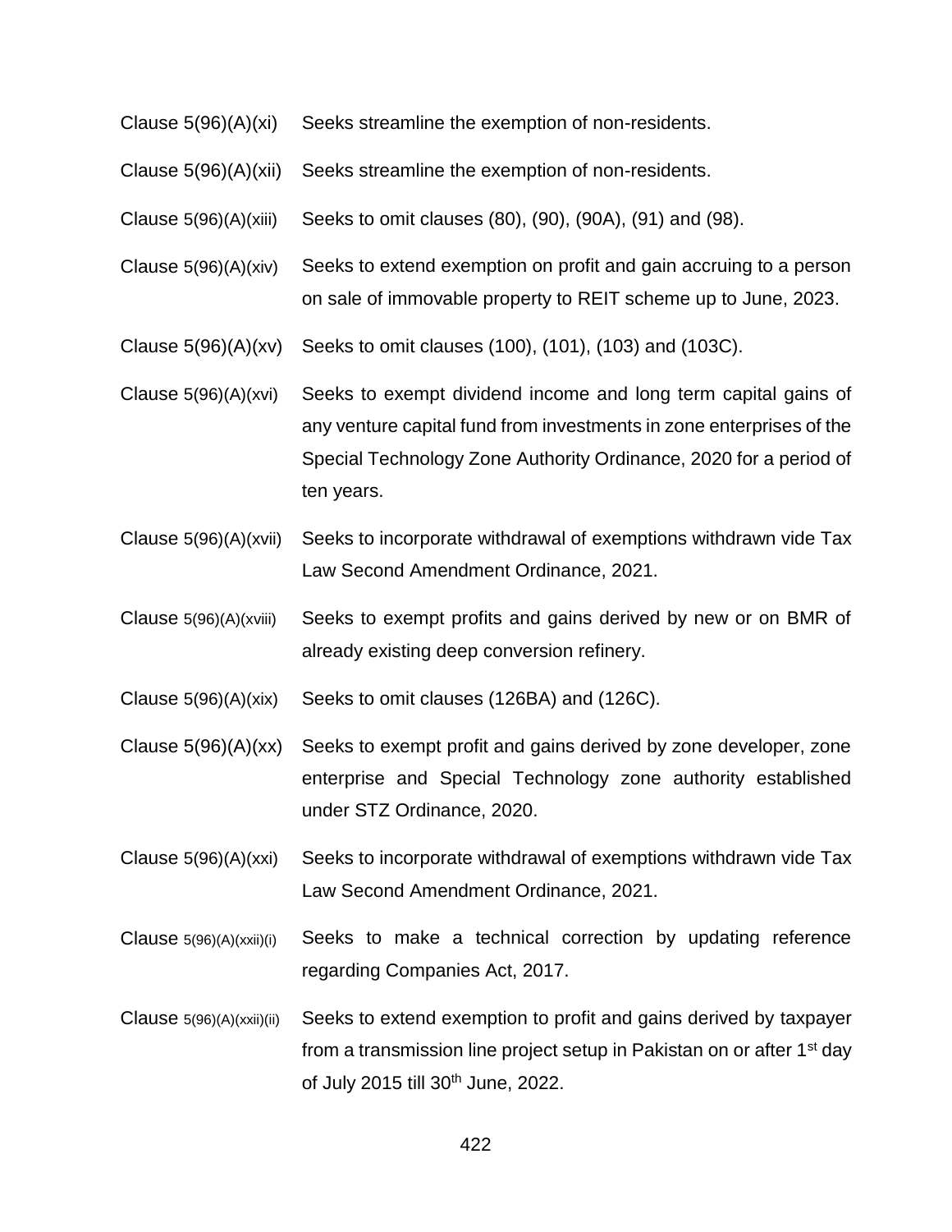| | |
|---|---|
| Clause 5(96)(A)(xi) | Seeks streamline the exemption of non-residents. |
| Clause 5(96)(A)(xii) | Seeks streamline the exemption of non-residents. |
| Clause 5(96)(A)(xiii) | Seeks to omit clauses (80), (90), (90A), (91) and (98). |
| Clause 5(96)(A)(xiv) | Seeks to extend exemption on profit and gain accruing to a person on sale of immovable property to REIT scheme up to June, 2023. |
| Clause 5(96)(A)(xv) | Seeks to omit clauses (100), (101), (103) and (103C). |
| Clause 5(96)(A)(xvi) | Seeks to exempt dividend income and long term capital gains of any venture capital fund from investments in zone enterprises of the Special Technology Zone Authority Ordinance, 2020 for a period of ten years. |
| Clause 5(96)(A)(xvii) | Seeks to incorporate withdrawal of exemptions withdrawn vide Tax Law Second Amendment Ordinance, 2021. |
| Clause 5(96)(A)(xviii) | Seeks to exempt profits and gains derived by new or on BMR of already existing deep conversion refinery. |
| Clause 5(96)(A)(xix) | Seeks to omit clauses (126BA) and (126C). |
| Clause 5(96)(A)(xx) | Seeks to exempt profit and gains derived by zone developer, zone enterprise and Special Technology zone authority established under STZ Ordinance, 2020. |
| Clause 5(96)(A)(xxi) | Seeks to incorporate withdrawal of exemptions withdrawn vide Tax Law Second Amendment Ordinance, 2021. |
| Clause 5(96)(A)(xxii)(i) | Seeks to make a technical correction by updating reference regarding Companies Act, 2017. |
| Clause 5(96)(A)(xxii)(ii) | Seeks to extend exemption to profit and gains derived by taxpayer from a transmission line project setup in Pakistan on or after 1st day of July 2015 till 30th June, 2022. |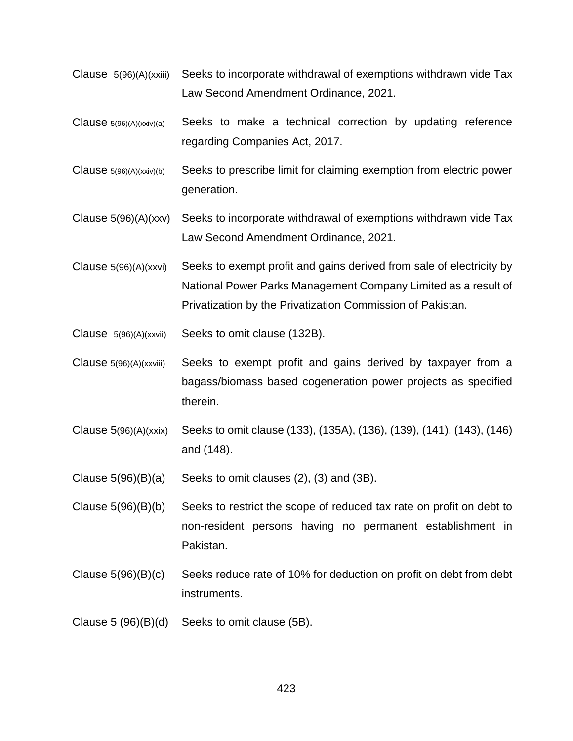| | |
|---|---|
| Clause 5(96)(A)(xxiii) | Seeks to incorporate withdrawal of exemptions withdrawn vide Tax Law Second Amendment Ordinance, 2021. |
| Clause 5(96)(A)(xxiv)(a) | Seeks to make a technical correction by updating reference regarding Companies Act, 2017. |
| Clause 5(96)(A)(xxiv)(b) | Seeks to prescribe limit for claiming exemption from electric power generation. |
| Clause 5(96)(A)(xxv) | Seeks to incorporate withdrawal of exemptions withdrawn vide Tax Law Second Amendment Ordinance, 2021. |
| Clause 5(96)(A)(xxvi) | Seeks to exempt profit and gains derived from sale of electricity by National Power Parks Management Company Limited as a result of Privatization by the Privatization Commission of Pakistan. |
| Clause 5(96)(A)(xxvii) | Seeks to omit clause (132B). |
| Clause 5(96)(A)(xxviii) | Seeks to exempt profit and gains derived by taxpayer from a bagass/biomass based cogeneration power projects as specified therein. |
| Clause 5(96)(A)(xxix) | Seeks to omit clause (133), (135A), (136), (139), (141), (143), (146) and (148). |
| Clause 5(96)(B)(a) | Seeks to omit clauses (2), (3) and (3B). |
| Clause 5(96)(B)(b) | Seeks to restrict the scope of reduced tax rate on profit on debt to non-resident persons having no permanent establishment in Pakistan. |
| Clause 5(96)(B)(c) | Seeks reduce rate of 10% for deduction on profit on debt from debt instruments. |
| Clause 5 (96)(B)(d) | Seeks to omit clause (5B). |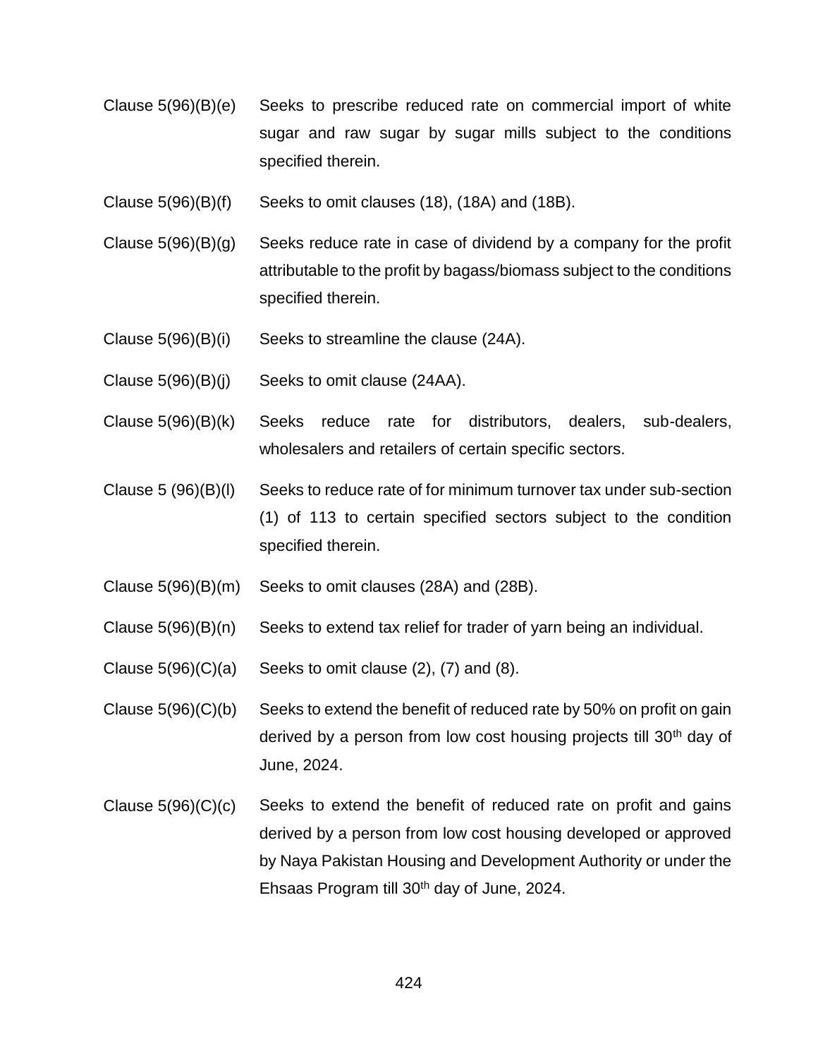| | |
|---|---|
| Clause 5(96)(B)(e) | Seeks to prescribe reduced rate on commercial import of white sugar and raw sugar by sugar mills subject to the conditions specified therein. |
| Clause 5(96)(B)(f) | Seeks to omit clauses (18), (18A) and (18B). |
| Clause 5(96)(B)(g) | Seeks reduce rate in case of dividend by a company for the profit attributable to the profit by bagass/biomass subject to the conditions specified therein. |
| Clause 5(96)(B)(i) | Seeks to streamline the clause (24A). |
| Clause 5(96)(B)(j) | Seeks to omit clause (24AA). |
| Clause 5(96)(B)(k) | Seeks reduce rate for distributors, dealers, sub-dealers, wholesalers and retailers of certain specific sectors. |
| Clause 5 (96)(B)(l) | Seeks to reduce rate of for minimum turnover tax under sub-section (1) of 113 to certain specified sectors subject to the condition specified therein. |
| Clause 5(96)(B)(m) | Seeks to omit clauses (28A) and (28B). |
| Clause 5(96)(B)(n) | Seeks to extend tax relief for trader of yarn being an individual. |
| Clause 5(96)(C)(a) | Seeks to omit clause (2), (7) and (8). |
| Clause 5(96)(C)(b) | Seeks to extend the benefit of reduced rate by 50% on profit on gain derived by a person from low cost housing projects till 30th day of June, 2024. |
| Clause 5(96)(C)(c) | Seeks to extend the benefit of reduced rate on profit and gains derived by a person from low cost housing developed or approved by Naya Pakistan Housing and Development Authority or under the Ehsaas Program till 30th day of June, 2024. |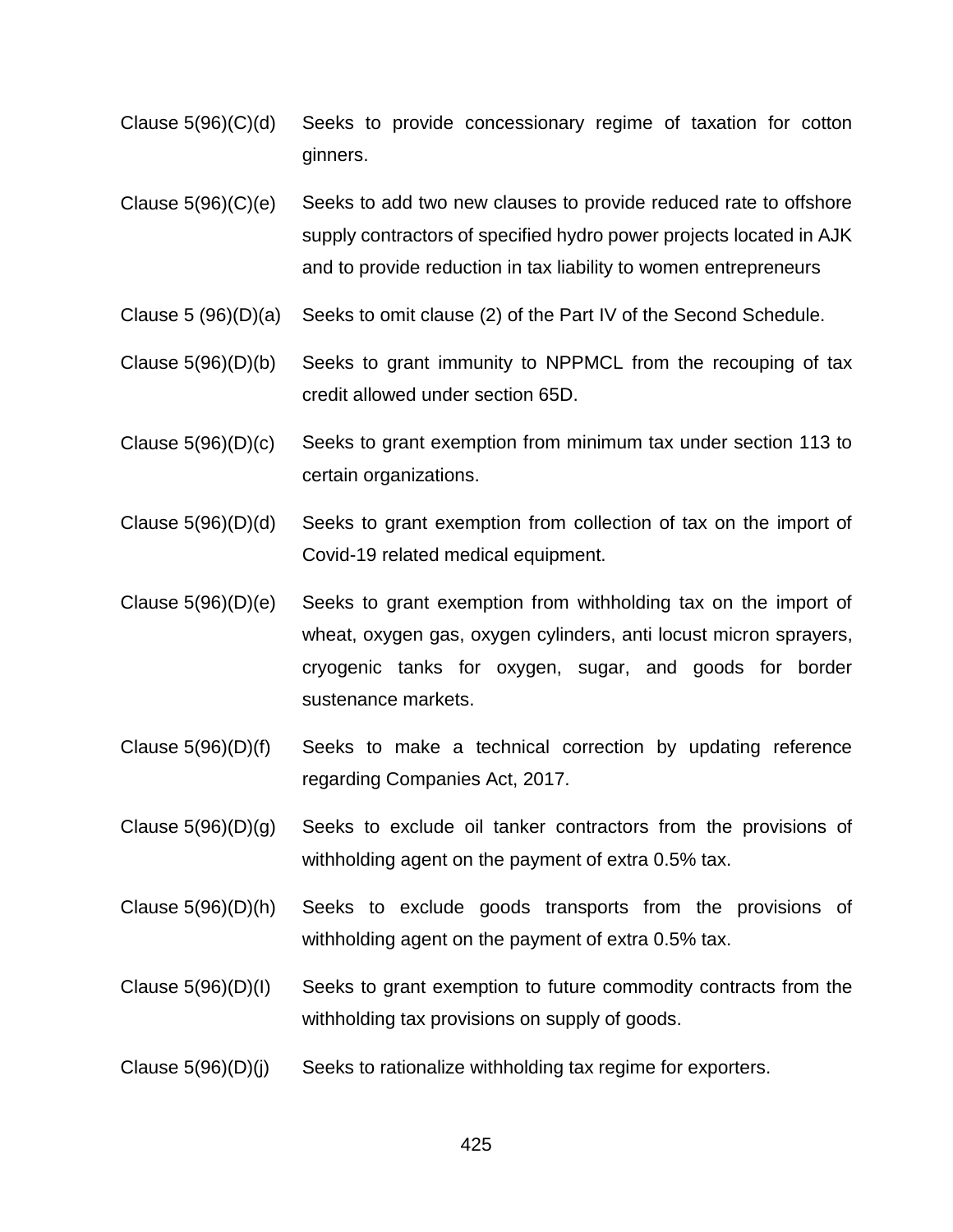| | |
|---|---|
| Clause 5(96)(C)(d) | Seeks to provide concessionary regime of taxation for cotton ginners. |
| Clause 5(96)(C)(e) | Seeks to add two new clauses to provide reduced rate to offshore supply contractors of specified hydro power projects located in AJK and to provide reduction in tax liability to women entrepreneurs |
| Clause 5 (96)(D)(a) | Seeks to omit clause (2) of the Part IV of the Second Schedule. |
| Clause 5(96)(D)(b) | Seeks to grant immunity to NPPMCL from the recouping of tax credit allowed under section 65D. |
| Clause 5(96)(D)(c) | Seeks to grant exemption from minimum tax under section 113 to certain organizations. |
| Clause 5(96)(D)(d) | Seeks to grant exemption from collection of tax on the import of Covid-19 related medical equipment. |
| Clause 5(96)(D)(e) | Seeks to grant exemption from withholding tax on the import of wheat, oxygen gas, oxygen cylinders, anti locust micron sprayers, cryogenic tanks for oxygen, sugar, and goods for border sustenance markets. |
| Clause 5(96)(D)(f) | Seeks to make a technical correction by updating reference regarding Companies Act, 2017. |
| Clause 5(96)(D)(g) | Seeks to exclude oil tanker contractors from the provisions of withholding agent on the payment of extra 0.5% tax. |
| Clause 5(96)(D)(h) | Seeks to exclude goods transports from the provisions of withholding agent on the payment of extra 0.5% tax. |
| Clause 5(96)(D)(I) | Seeks to grant exemption to future commodity contracts from the withholding tax provisions on supply of goods. |
| Clause 5(96)(D)(j) | Seeks to rationalize withholding tax regime for exporters. |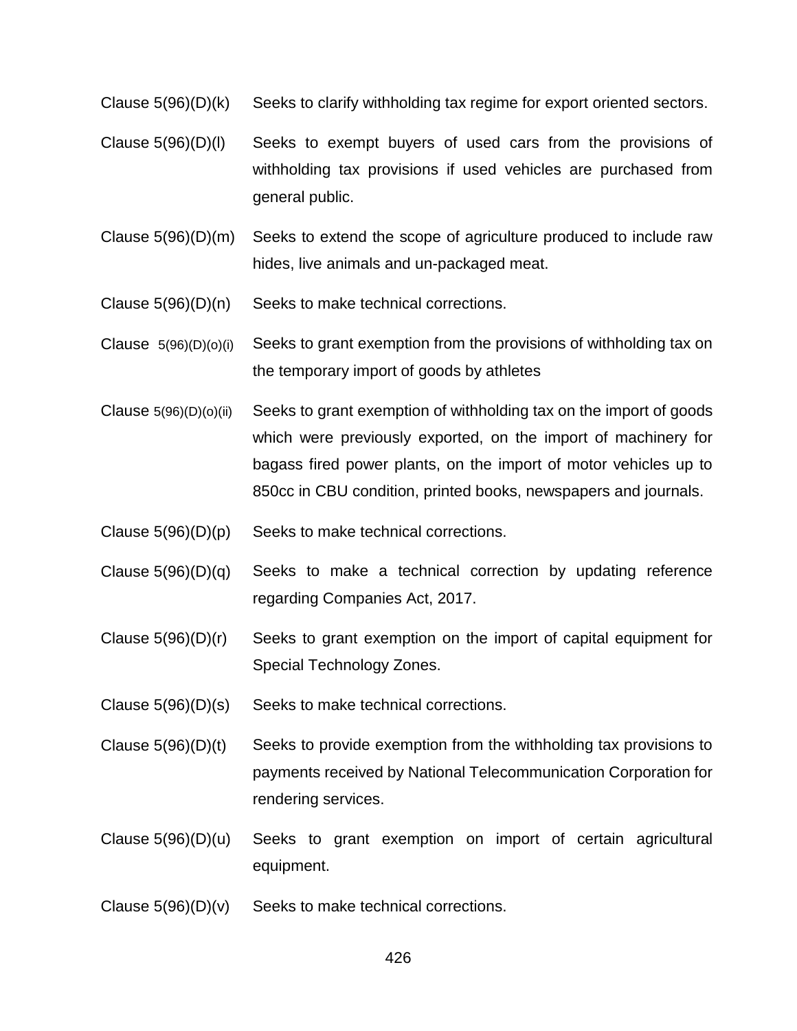| | |
|---|---|
| Clause 5(96)(D)(k) | Seeks to clarify withholding tax regime for export oriented sectors. |
| Clause 5(96)(D)(l) | Seeks to exempt buyers of used cars from the provisions of withholding tax provisions if used vehicles are purchased from general public. |
| Clause 5(96)(D)(m) | Seeks to extend the scope of agriculture produced to include raw hides, live animals and un-packaged meat. |
| Clause 5(96)(D)(n) | Seeks to make technical corrections. |
| Clause 5(96)(D)(o)(i) | Seeks to grant exemption from the provisions of withholding tax on the temporary import of goods by athletes |
| Clause 5(96)(D)(o)(ii) | Seeks to grant exemption of withholding tax on the import of goods which were previously exported, on the import of machinery for bagass fired power plants, on the import of motor vehicles up to 850cc in CBU condition, printed books, newspapers and journals. |
| Clause 5(96)(D)(p) | Seeks to make technical corrections. |
| Clause 5(96)(D)(q) | Seeks to make a technical correction by updating reference regarding Companies Act, 2017. |
| Clause 5(96)(D)(r) | Seeks to grant exemption on the import of capital equipment for Special Technology Zones. |
| Clause 5(96)(D)(s) | Seeks to make technical corrections. |
| Clause 5(96)(D)(t) | Seeks to provide exemption from the withholding tax provisions to payments received by National Telecommunication Corporation for rendering services. |
| Clause 5(96)(D)(u) | Seeks to grant exemption on import of certain agricultural equipment. |
| Clause 5(96)(D)(v) | Seeks to make technical corrections. |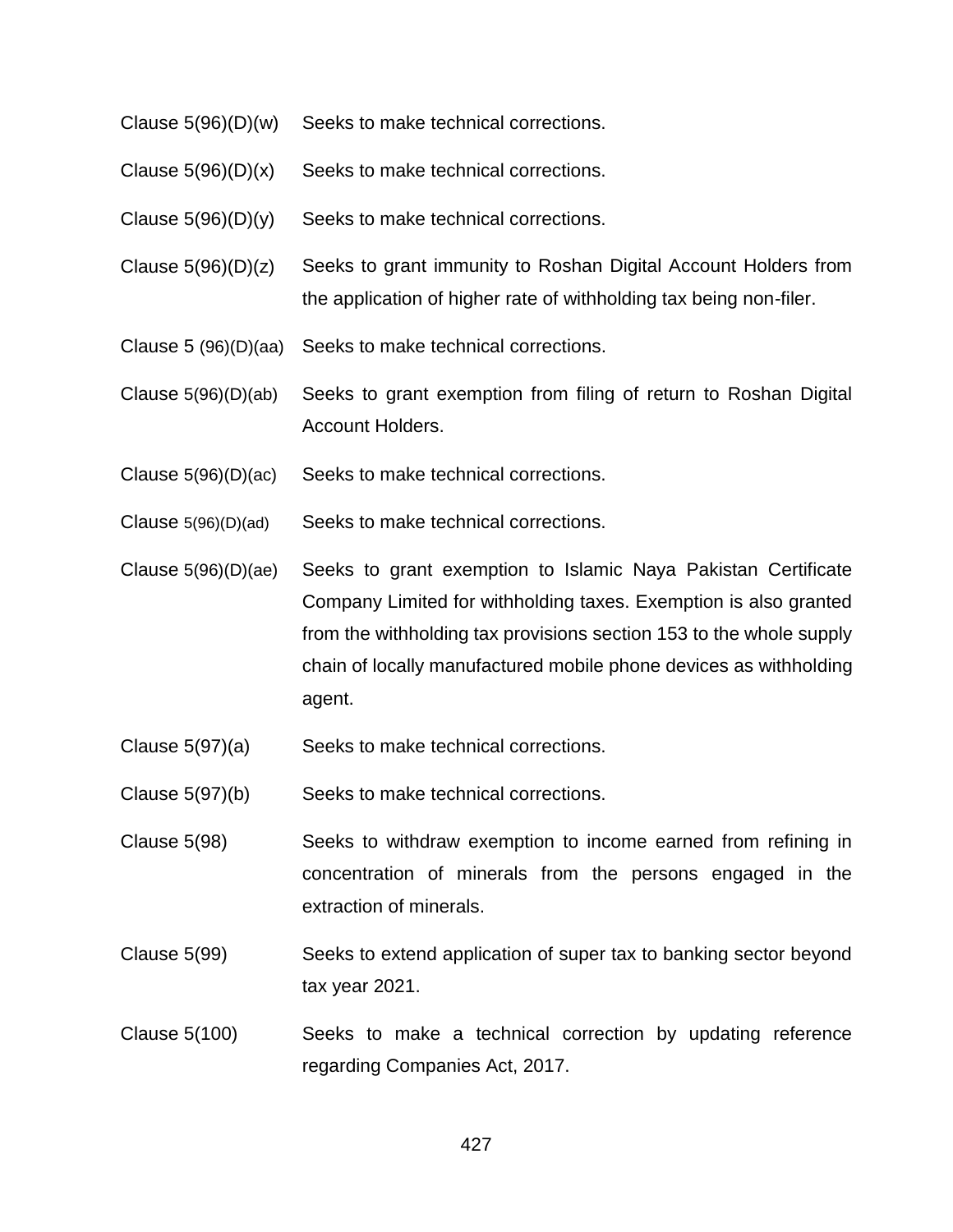| | |
|---|---|
| Clause 5(96)(D)(w) | Seeks to make technical corrections. |
| Clause 5(96)(D)(x) | Seeks to make technical corrections. |
| Clause 5(96)(D)(y) | Seeks to make technical corrections. |
| Clause 5(96)(D)(z) | Seeks to grant immunity to Roshan Digital Account Holders from the application of higher rate of withholding tax being non-filer. |
| Clause 5 (96)(D)(aa) | Seeks to make technical corrections. |
| Clause 5(96)(D)(ab) | Seeks to grant exemption from filing of return to Roshan Digital Account Holders. |
| Clause 5(96)(D)(ac) | Seeks to make technical corrections. |
| Clause 5(96)(D)(ad) | Seeks to make technical corrections. |
| Clause 5(96)(D)(ae) | Seeks to grant exemption to Islamic Naya Pakistan Certificate Company Limited for withholding taxes. Exemption is also granted from the withholding tax provisions section 153 to the whole supply chain of locally manufactured mobile phone devices as withholding agent. |
| Clause 5(97)(a) | Seeks to make technical corrections. |
| Clause 5(97)(b) | Seeks to make technical corrections. |
| Clause 5(98) | Seeks to withdraw exemption to income earned from refining in concentration of minerals from the persons engaged in the extraction of minerals. |
| Clause 5(99) | Seeks to extend application of super tax to banking sector beyond tax year 2021. |
| Clause 5(100) | Seeks to make a technical correction by updating reference regarding Companies Act, 2017. |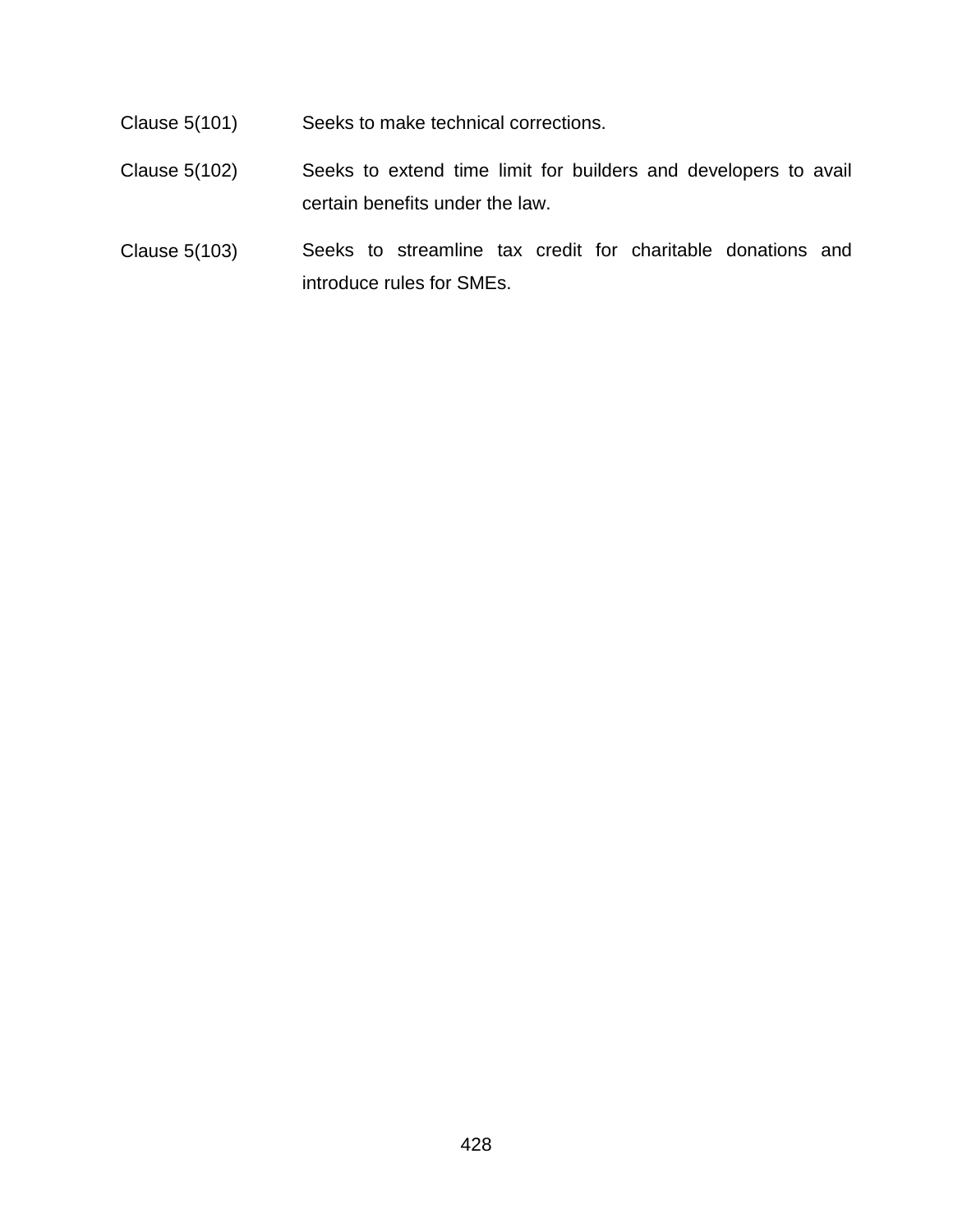| | |
|---|---|
| Clause 5(101) | Seeks to make technical corrections. |
| Clause 5(102) | Seeks to extend time limit for builders and developers to avail certain benefits under the law. |
| Clause 5(103) | Seeks to streamline tax credit for charitable donations and introduce rules for SMEs. |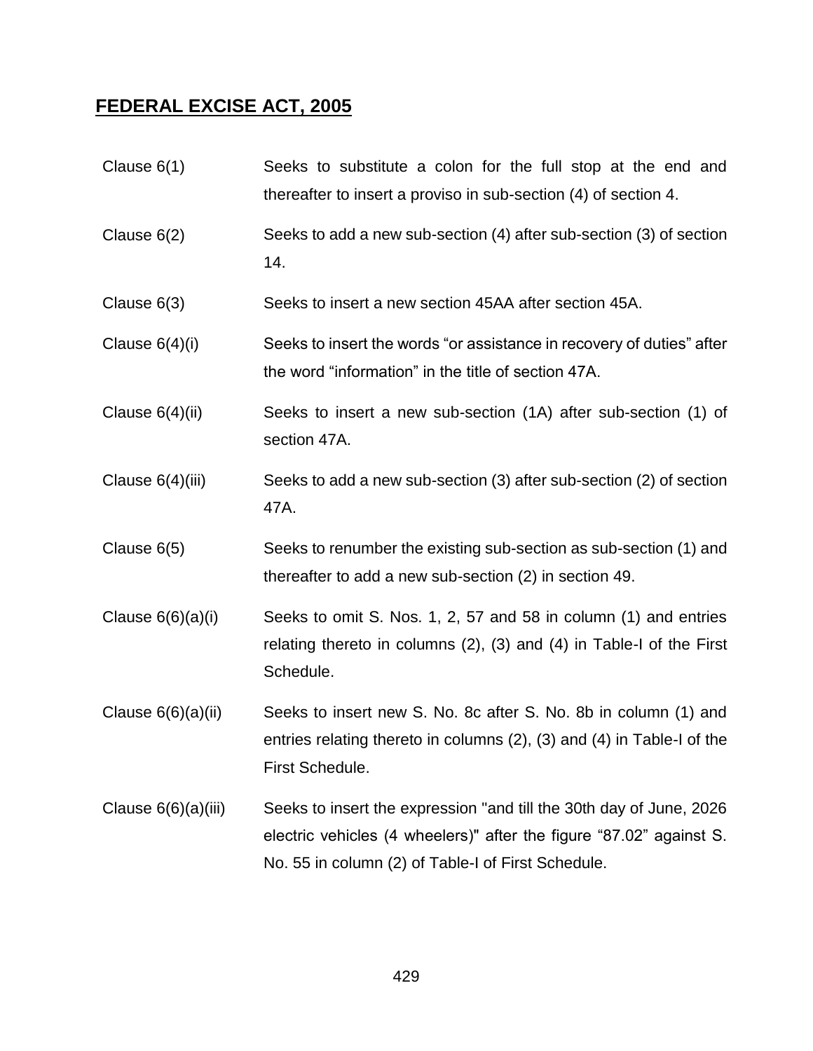## FEDERAL EXCISE ACT, 2005

| | |
|---|---|
| Clause 6(1) | Seeks to substitute a colon for the full stop at the end and thereafter to insert a proviso in sub-section (4) of section 4. |
| Clause 6(2) | Seeks to add a new sub-section (4) after sub-section (3) of section 14. |
| Clause 6(3) | Seeks to insert a new section 45AA after section 45A. |
| Clause 6(4)(i) | Seeks to insert the words "or assistance in recovery of duties" after the word "information" in the title of section 47A. |
| Clause 6(4)(ii) | Seeks to insert a new sub-section (1A) after sub-section (1) of section 47A. |
| Clause 6(4)(iii) | Seeks to add a new sub-section (3) after sub-section (2) of section 47A. |
| Clause 6(5) | Seeks to renumber the existing sub-section as sub-section (1) and thereafter to add a new sub-section (2) in section 49. |
| Clause 6(6)(a)(i) | Seeks to omit S. Nos. 1, 2, 57 and 58 in column (1) and entries relating thereto in columns (2), (3) and (4) in Table-I of the First Schedule. |
| Clause 6(6)(a)(ii) | Seeks to insert new S. No. 8c after S. No. 8b in column (1) and entries relating thereto in columns (2), (3) and (4) in Table-I of the First Schedule. |
| Clause 6(6)(a)(iii) | Seeks to insert the expression "and till the 30th day of June, 2026 electric vehicles (4 wheelers)" after the figure "87.02" against S. No. 55 in column (2) of Table-I of First Schedule. |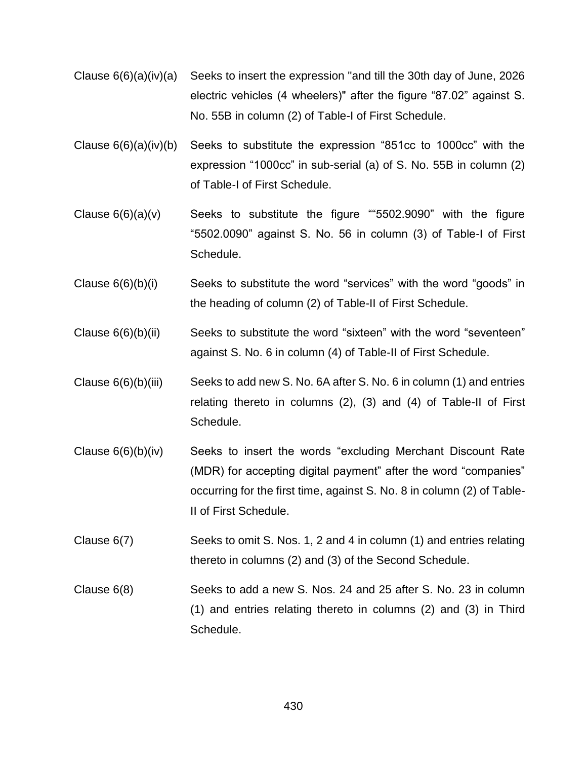| | |
|---|---|
| Clause 6(6)(a)(iv)(a) | Seeks to insert the expression "and till the 30th day of June, 2026 electric vehicles (4 wheelers)" after the figure “87.02” against S. No. 55B in column (2) of Table-I of First Schedule. |
| Clause 6(6)(a)(iv)(b) | Seeks to substitute the expression “851cc to 1000cc” with the expression “1000cc” in sub-serial (a) of S. No. 55B in column (2) of Table-I of First Schedule. |
| Clause 6(6)(a)(v) | Seeks to substitute the figure ““5502.9090” with the figure “5502.0090” against S. No. 56 in column (3) of Table-I of First Schedule. |
| Clause 6(6)(b)(i) | Seeks to substitute the word “services” with the word “goods” in the heading of column (2) of Table-II of First Schedule. |
| Clause 6(6)(b)(ii) | Seeks to substitute the word “sixteen” with the word “seventeen” against S. No. 6 in column (4) of Table-II of First Schedule. |
| Clause 6(6)(b)(iii) | Seeks to add new S. No. 6A after S. No. 6 in column (1) and entries relating thereto in columns (2), (3) and (4) of Table-II of First Schedule. |
| Clause 6(6)(b)(iv) | Seeks to insert the words “excluding Merchant Discount Rate (MDR) for accepting digital payment” after the word “companies” occurring for the first time, against S. No. 8 in column (2) of Table-II of First Schedule. |
| Clause 6(7) | Seeks to omit S. Nos. 1, 2 and 4 in column (1) and entries relating thereto in columns (2) and (3) of the Second Schedule. |
| Clause 6(8) | Seeks to add a new S. Nos. 24 and 25 after S. No. 23 in column (1) and entries relating thereto in columns (2) and (3) in Third Schedule. |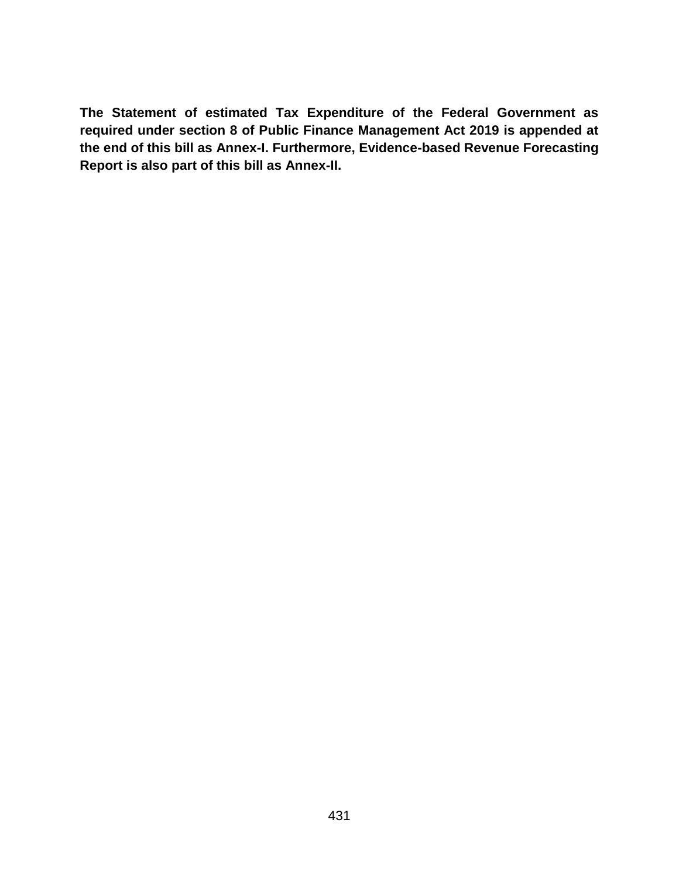**The Statement of estimated Tax Expenditure of the Federal Government as required under section 8 of Public Finance Management Act 2019 is appended at the end of this bill as Annex-I. Furthermore, Evidence-based Revenue Forecasting Report is also part of this bill as Annex-II.**